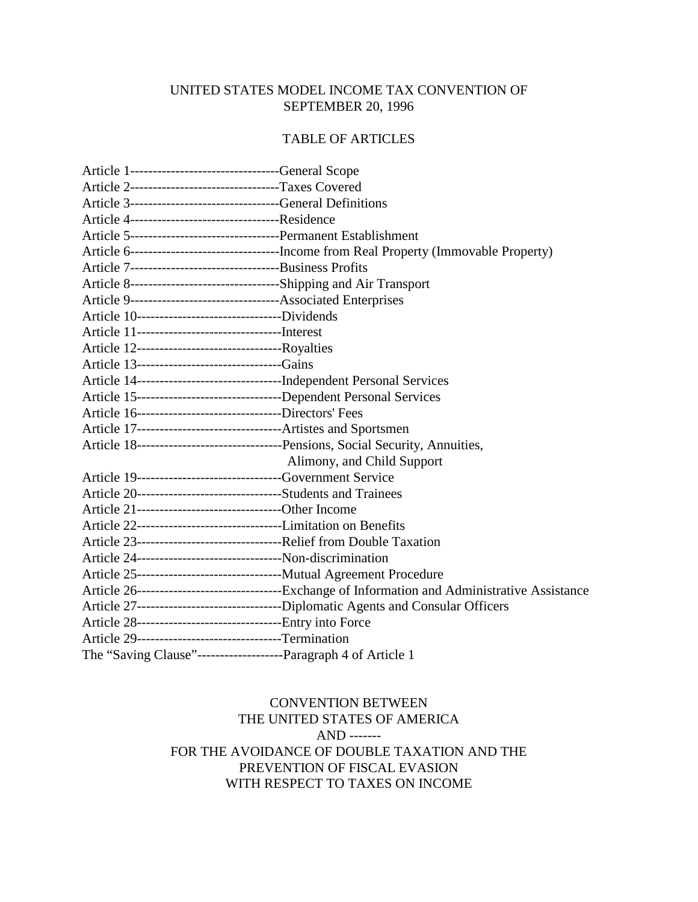# UNITED STATES MODEL INCOME TAX CONVENTION OF SEPTEMBER 20, 1996

## TABLE OF ARTICLES

Article 1---------------------------------General Scope
Article 2---------------------------------Taxes Covered
Article 3---------------------------------General Definitions
Article 4---------------------------------Residence
Article 5---------------------------------Permanent Establishment
Article 6---------------------------------Income from Real Property (Immovable Property)
Article 7---------------------------------Business Profits
Article 8---------------------------------Shipping and Air Transport
Article 9---------------------------------Associated Enterprises
Article 10--------------------------------Dividends
Article 11--------------------------------Interest
Article 12--------------------------------Royalties
Article 13--------------------------------Gains
Article 14--------------------------------Independent Personal Services
Article 15--------------------------------Dependent Personal Services
Article 16--------------------------------Directors' Fees
Article 17--------------------------------Artistes and Sportsmen
Article 18--------------------------------Pensions, Social Security, Annuities, Alimony, and Child Support
Article 19--------------------------------Government Service
Article 20--------------------------------Students and Trainees
Article 21--------------------------------Other Income
Article 22--------------------------------Limitation on Benefits
Article 23--------------------------------Relief from Double Taxation
Article 24--------------------------------Non-discrimination
Article 25--------------------------------Mutual Agreement Procedure
Article 26--------------------------------Exchange of Information and Administrative Assistance
Article 27--------------------------------Diplomatic Agents and Consular Officers
Article 28--------------------------------Entry into Force
Article 29--------------------------------Termination
The "Saving Clause"-------------------Paragraph 4 of Article 1

## CONVENTION BETWEEN THE UNITED STATES OF AMERICA AND ------- FOR THE AVOIDANCE OF DOUBLE TAXATION AND THE PREVENTION OF FISCAL EVASION WITH RESPECT TO TAXES ON INCOME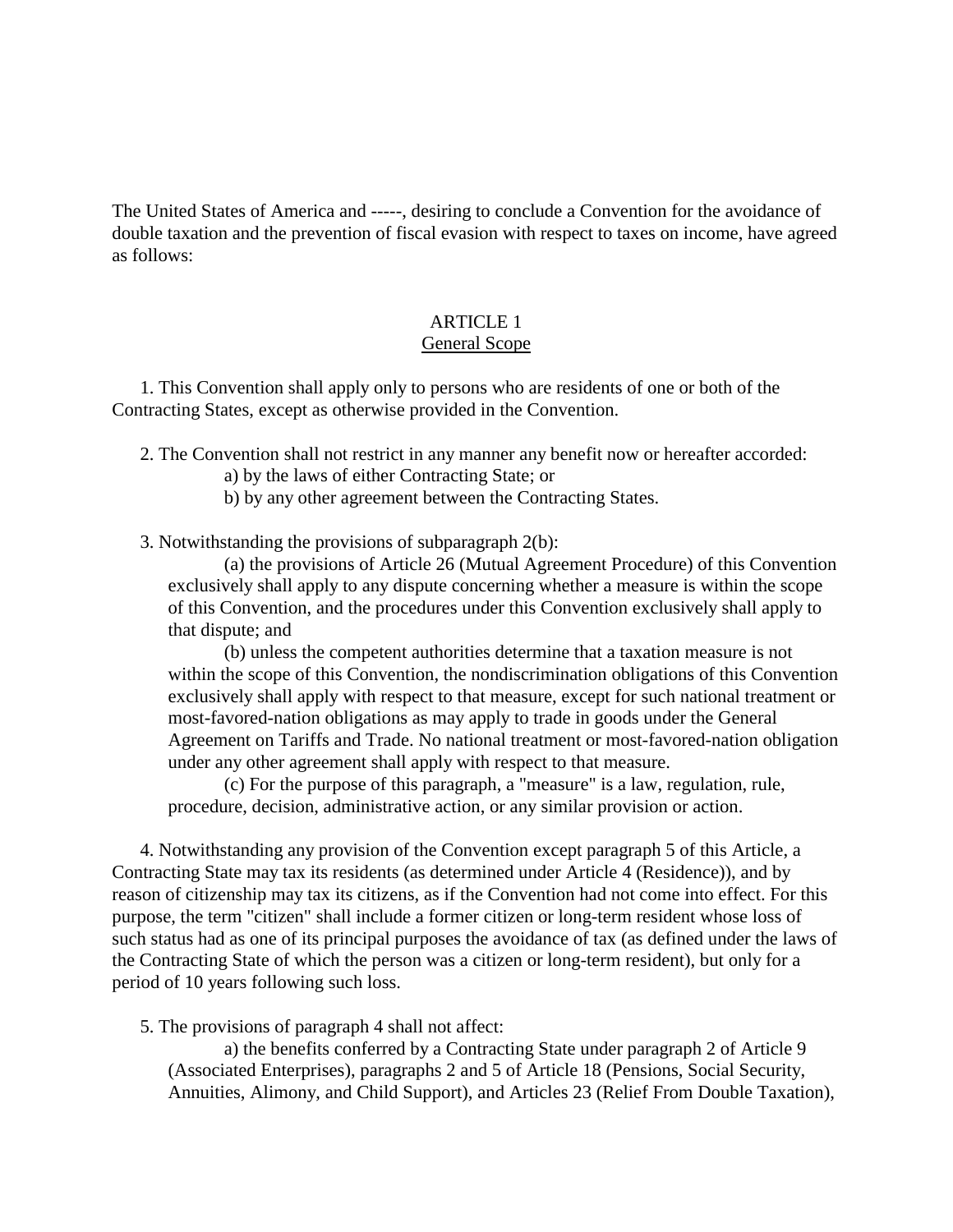The United States of America and -----, desiring to conclude a Convention for the avoidance of double taxation and the prevention of fiscal evasion with respect to taxes on income, have agreed as follows:

ARTICLE 1
General Scope

1. This Convention shall apply only to persons who are residents of one or both of the Contracting States, except as otherwise provided in the Convention.

2. The Convention shall not restrict in any manner any benefit now or hereafter accorded:

a) by the laws of either Contracting State; or

b) by any other agreement between the Contracting States.

3. Notwithstanding the provisions of subparagraph 2(b):

(a) the provisions of Article 26 (Mutual Agreement Procedure) of this Convention exclusively shall apply to any dispute concerning whether a measure is within the scope of this Convention, and the procedures under this Convention exclusively shall apply to that dispute; and

(b) unless the competent authorities determine that a taxation measure is not within the scope of this Convention, the nondiscrimination obligations of this Convention exclusively shall apply with respect to that measure, except for such national treatment or most-favored-nation obligations as may apply to trade in goods under the General Agreement on Tariffs and Trade. No national treatment or most-favored-nation obligation under any other agreement shall apply with respect to that measure.

(c) For the purpose of this paragraph, a "measure" is a law, regulation, rule, procedure, decision, administrative action, or any similar provision or action.

4. Notwithstanding any provision of the Convention except paragraph 5 of this Article, a Contracting State may tax its residents (as determined under Article 4 (Residence)), and by reason of citizenship may tax its citizens, as if the Convention had not come into effect. For this purpose, the term "citizen" shall include a former citizen or long-term resident whose loss of such status had as one of its principal purposes the avoidance of tax (as defined under the laws of the Contracting State of which the person was a citizen or long-term resident), but only for a period of 10 years following such loss.

5. The provisions of paragraph 4 shall not affect:

a) the benefits conferred by a Contracting State under paragraph 2 of Article 9 (Associated Enterprises), paragraphs 2 and 5 of Article 18 (Pensions, Social Security, Annuities, Alimony, and Child Support), and Articles 23 (Relief From Double Taxation),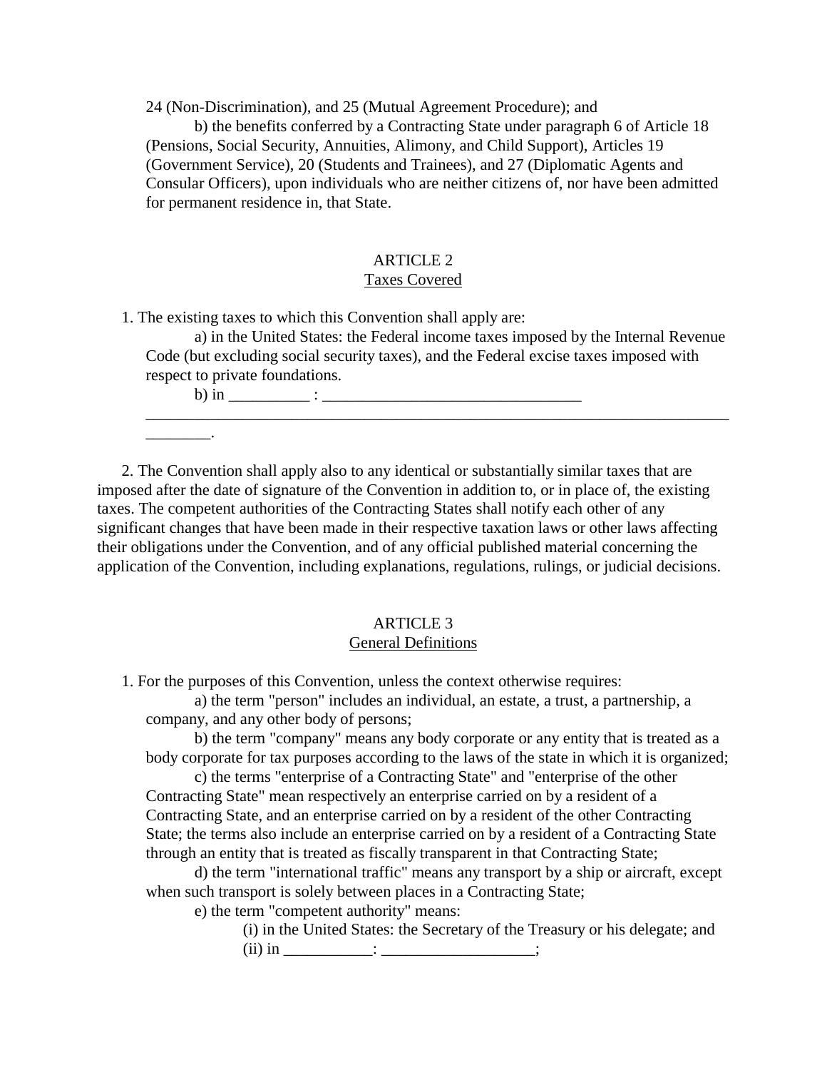24 (Non-Discrimination), and 25 (Mutual Agreement Procedure); and

b) the benefits conferred by a Contracting State under paragraph 6 of Article 18 (Pensions, Social Security, Annuities, Alimony, and Child Support), Articles 19 (Government Service), 20 (Students and Trainees), and 27 (Diplomatic Agents and Consular Officers), upon individuals who are neither citizens of, nor have been admitted for permanent residence in, that State.

## ARTICLE 2
## Taxes Covered

1. The existing taxes to which this Convention shall apply are:

a) in the United States: the Federal income taxes imposed by the Internal Revenue Code (but excluding social security taxes), and the Federal excise taxes imposed with respect to private foundations.

b) in __________ : ________________________________
__________________________________________________________________________ ________.

2. The Convention shall apply also to any identical or substantially similar taxes that are imposed after the date of signature of the Convention in addition to, or in place of, the existing taxes. The competent authorities of the Contracting States shall notify each other of any significant changes that have been made in their respective taxation laws or other laws affecting their obligations under the Convention, and of any official published material concerning the application of the Convention, including explanations, regulations, rulings, or judicial decisions.

## ARTICLE 3
## General Definitions

1. For the purposes of this Convention, unless the context otherwise requires:

a) the term "person" includes an individual, an estate, a trust, a partnership, a company, and any other body of persons;

b) the term "company" means any body corporate or any entity that is treated as a body corporate for tax purposes according to the laws of the state in which it is organized;

c) the terms "enterprise of a Contracting State" and "enterprise of the other Contracting State" mean respectively an enterprise carried on by a resident of a Contracting State, and an enterprise carried on by a resident of the other Contracting State; the terms also include an enterprise carried on by a resident of a Contracting State through an entity that is treated as fiscally transparent in that Contracting State;

d) the term "international traffic" means any transport by a ship or aircraft, except when such transport is solely between places in a Contracting State;

e) the term "competent authority" means:

(i) in the United States: the Secretary of the Treasury or his delegate; and

(ii) in ___________: ___________________;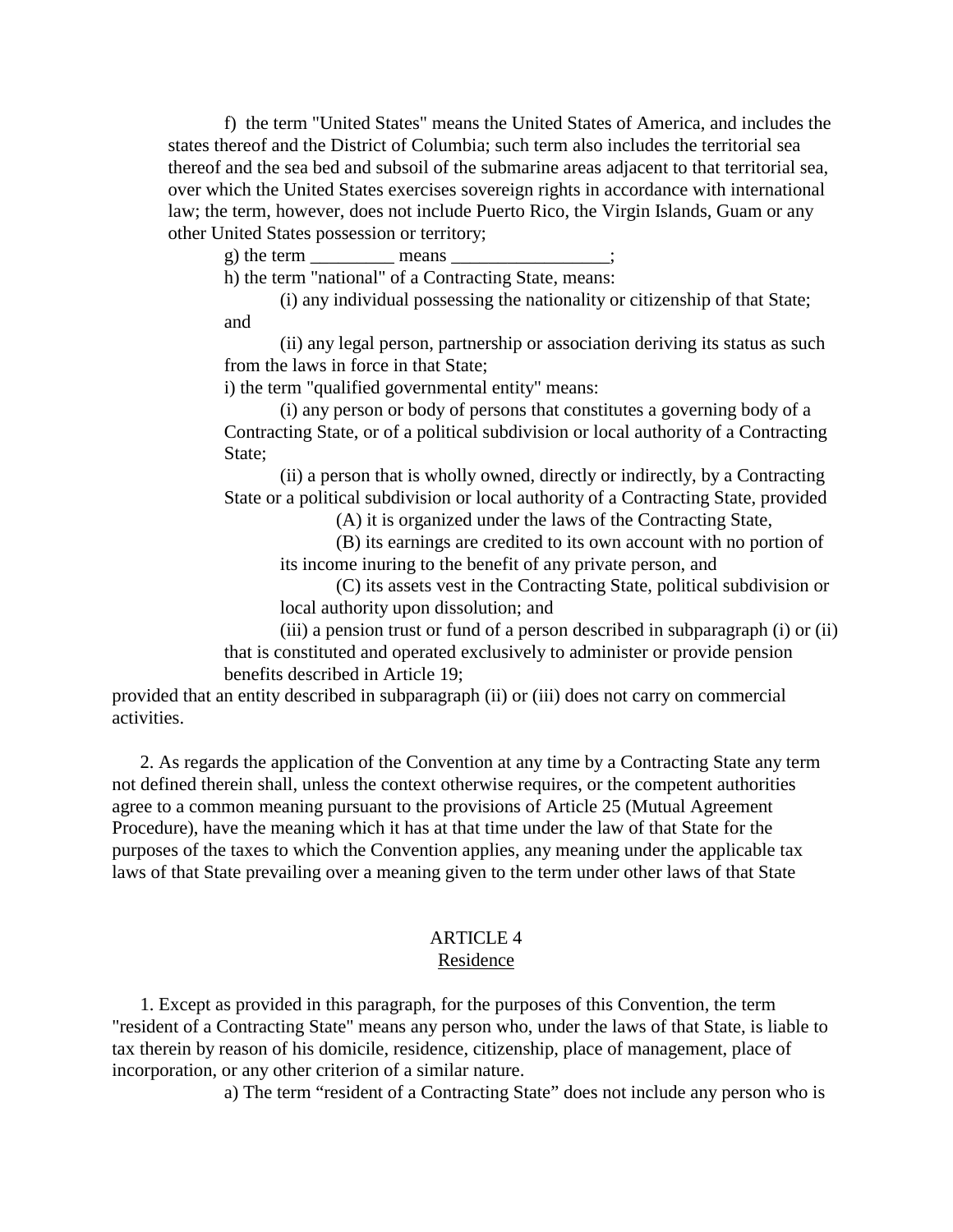f) the term "United States" means the United States of America, and includes the states thereof and the District of Columbia; such term also includes the territorial sea thereof and the sea bed and subsoil of the submarine areas adjacent to that territorial sea, over which the United States exercises sovereign rights in accordance with international law; the term, however, does not include Puerto Rico, the Virgin Islands, Guam or any other United States possession or territory;

g) the term _________ means _________________;

h) the term "national" of a Contracting State, means:

(i) any individual possessing the nationality or citizenship of that State; and

(ii) any legal person, partnership or association deriving its status as such from the laws in force in that State;

i) the term "qualified governmental entity" means:

(i) any person or body of persons that constitutes a governing body of a Contracting State, or of a political subdivision or local authority of a Contracting State;

(ii) a person that is wholly owned, directly or indirectly, by a Contracting State or a political subdivision or local authority of a Contracting State, provided

(A) it is organized under the laws of the Contracting State,

(B) its earnings are credited to its own account with no portion of its income inuring to the benefit of any private person, and

(C) its assets vest in the Contracting State, political subdivision or local authority upon dissolution; and

(iii) a pension trust or fund of a person described in subparagraph (i) or (ii) that is constituted and operated exclusively to administer or provide pension benefits described in Article 19;

provided that an entity described in subparagraph (ii) or (iii) does not carry on commercial activities.

2. As regards the application of the Convention at any time by a Contracting State any term not defined therein shall, unless the context otherwise requires, or the competent authorities agree to a common meaning pursuant to the provisions of Article 25 (Mutual Agreement Procedure), have the meaning which it has at that time under the law of that State for the purposes of the taxes to which the Convention applies, any meaning under the applicable tax laws of that State prevailing over a meaning given to the term under other laws of that State

## ARTICLE 4
## Residence

1. Except as provided in this paragraph, for the purposes of this Convention, the term "resident of a Contracting State" means any person who, under the laws of that State, is liable to tax therein by reason of his domicile, residence, citizenship, place of management, place of incorporation, or any other criterion of a similar nature.

a) The term “resident of a Contracting State” does not include any person who is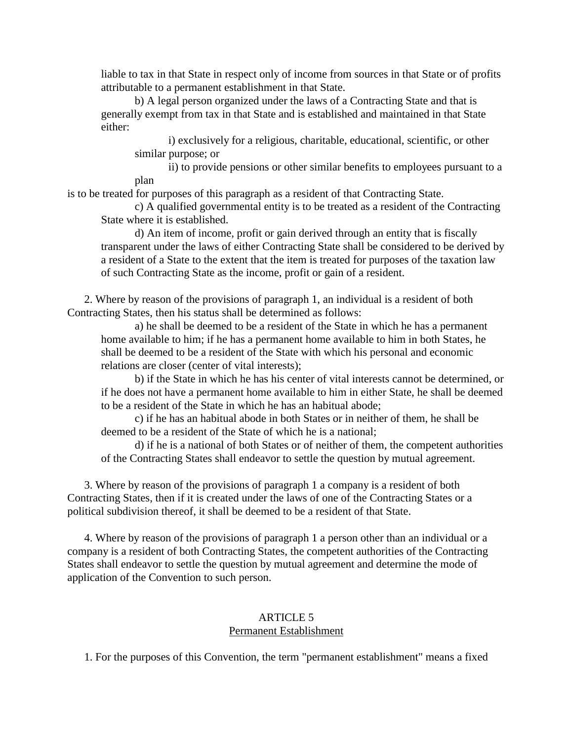liable to tax in that State in respect only of income from sources in that State or of profits attributable to a permanent establishment in that State.

b) A legal person organized under the laws of a Contracting State and that is generally exempt from tax in that State and is established and maintained in that State either:

i) exclusively for a religious, charitable, educational, scientific, or other similar purpose; or

ii) to provide pensions or other similar benefits to employees pursuant to a plan

is to be treated for purposes of this paragraph as a resident of that Contracting State.

c) A qualified governmental entity is to be treated as a resident of the Contracting State where it is established.

d) An item of income, profit or gain derived through an entity that is fiscally transparent under the laws of either Contracting State shall be considered to be derived by a resident of a State to the extent that the item is treated for purposes of the taxation law of such Contracting State as the income, profit or gain of a resident.

2. Where by reason of the provisions of paragraph 1, an individual is a resident of both Contracting States, then his status shall be determined as follows:

a) he shall be deemed to be a resident of the State in which he has a permanent home available to him; if he has a permanent home available to him in both States, he shall be deemed to be a resident of the State with which his personal and economic relations are closer (center of vital interests);

b) if the State in which he has his center of vital interests cannot be determined, or if he does not have a permanent home available to him in either State, he shall be deemed to be a resident of the State in which he has an habitual abode;

c) if he has an habitual abode in both States or in neither of them, he shall be deemed to be a resident of the State of which he is a national;

d) if he is a national of both States or of neither of them, the competent authorities of the Contracting States shall endeavor to settle the question by mutual agreement.

3. Where by reason of the provisions of paragraph 1 a company is a resident of both Contracting States, then if it is created under the laws of one of the Contracting States or a political subdivision thereof, it shall be deemed to be a resident of that State.

4. Where by reason of the provisions of paragraph 1 a person other than an individual or a company is a resident of both Contracting States, the competent authorities of the Contracting States shall endeavor to settle the question by mutual agreement and determine the mode of application of the Convention to such person.

## ARTICLE 5
## Permanent Establishment

1. For the purposes of this Convention, the term "permanent establishment" means a fixed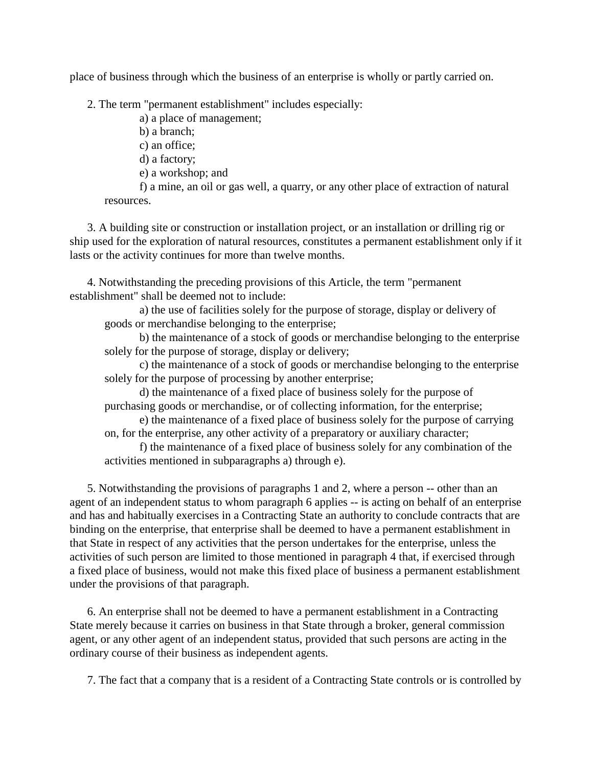place of business through which the business of an enterprise is wholly or partly carried on.

2. The term "permanent establishment" includes especially:

a) a place of management;

b) a branch;

c) an office;

d) a factory;

e) a workshop; and

f) a mine, an oil or gas well, a quarry, or any other place of extraction of natural resources.

3. A building site or construction or installation project, or an installation or drilling rig or ship used for the exploration of natural resources, constitutes a permanent establishment only if it lasts or the activity continues for more than twelve months.

4. Notwithstanding the preceding provisions of this Article, the term "permanent establishment" shall be deemed not to include:

a) the use of facilities solely for the purpose of storage, display or delivery of goods or merchandise belonging to the enterprise;

b) the maintenance of a stock of goods or merchandise belonging to the enterprise solely for the purpose of storage, display or delivery;

c) the maintenance of a stock of goods or merchandise belonging to the enterprise solely for the purpose of processing by another enterprise;

d) the maintenance of a fixed place of business solely for the purpose of purchasing goods or merchandise, or of collecting information, for the enterprise;

e) the maintenance of a fixed place of business solely for the purpose of carrying on, for the enterprise, any other activity of a preparatory or auxiliary character;

f) the maintenance of a fixed place of business solely for any combination of the activities mentioned in subparagraphs a) through e).

5. Notwithstanding the provisions of paragraphs 1 and 2, where a person -- other than an agent of an independent status to whom paragraph 6 applies -- is acting on behalf of an enterprise and has and habitually exercises in a Contracting State an authority to conclude contracts that are binding on the enterprise, that enterprise shall be deemed to have a permanent establishment in that State in respect of any activities that the person undertakes for the enterprise, unless the activities of such person are limited to those mentioned in paragraph 4 that, if exercised through a fixed place of business, would not make this fixed place of business a permanent establishment under the provisions of that paragraph.

6. An enterprise shall not be deemed to have a permanent establishment in a Contracting State merely because it carries on business in that State through a broker, general commission agent, or any other agent of an independent status, provided that such persons are acting in the ordinary course of their business as independent agents.

7. The fact that a company that is a resident of a Contracting State controls or is controlled by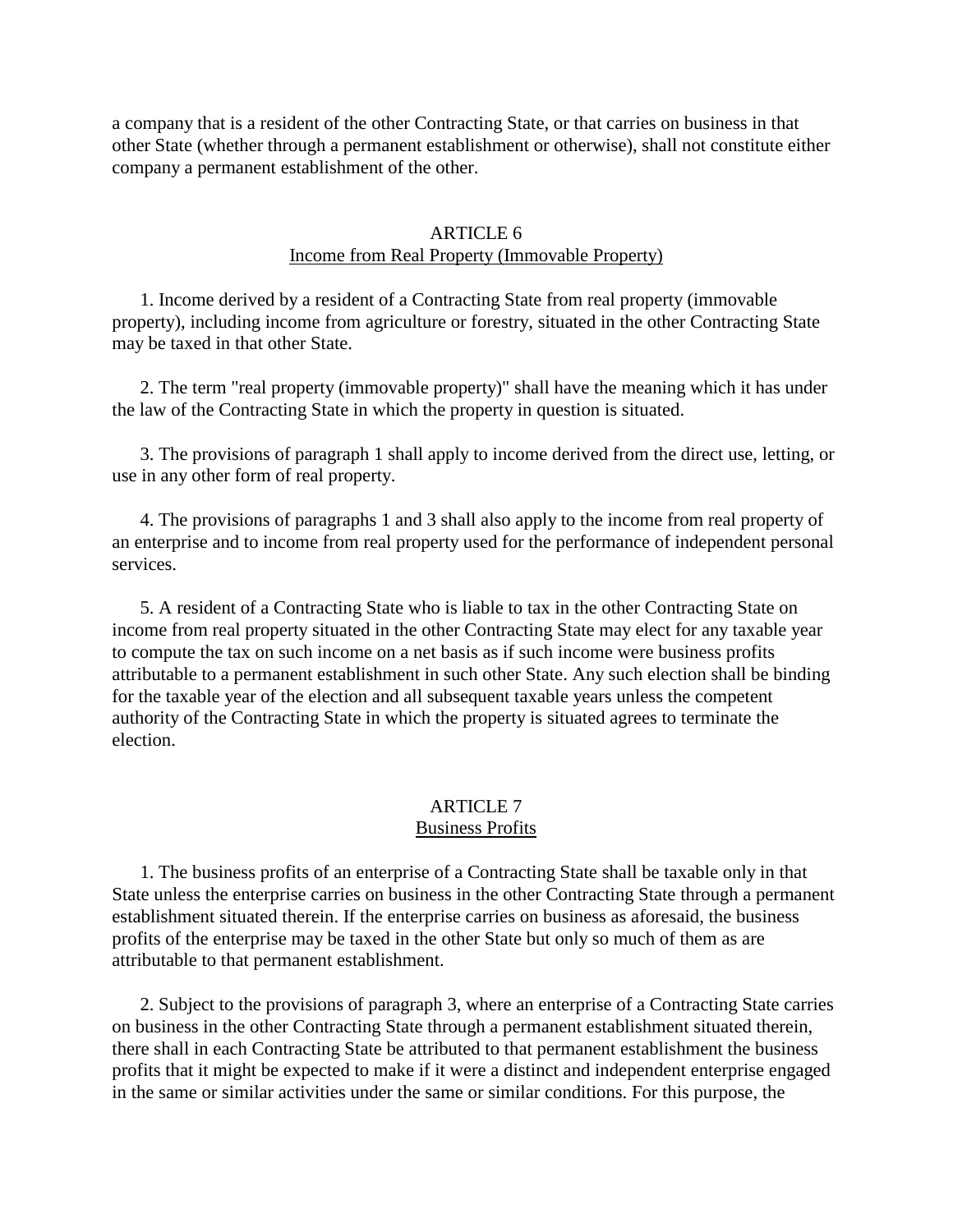a company that is a resident of the other Contracting State, or that carries on business in that other State (whether through a permanent establishment or otherwise), shall not constitute either company a permanent establishment of the other.

## ARTICLE 6
## Income from Real Property (Immovable Property)

1. Income derived by a resident of a Contracting State from real property (immovable property), including income from agriculture or forestry, situated in the other Contracting State may be taxed in that other State.

2. The term "real property (immovable property)" shall have the meaning which it has under the law of the Contracting State in which the property in question is situated.

3. The provisions of paragraph 1 shall apply to income derived from the direct use, letting, or use in any other form of real property.

4. The provisions of paragraphs 1 and 3 shall also apply to the income from real property of an enterprise and to income from real property used for the performance of independent personal services.

5. A resident of a Contracting State who is liable to tax in the other Contracting State on income from real property situated in the other Contracting State may elect for any taxable year to compute the tax on such income on a net basis as if such income were business profits attributable to a permanent establishment in such other State. Any such election shall be binding for the taxable year of the election and all subsequent taxable years unless the competent authority of the Contracting State in which the property is situated agrees to terminate the election.

## ARTICLE 7
## Business Profits

1. The business profits of an enterprise of a Contracting State shall be taxable only in that State unless the enterprise carries on business in the other Contracting State through a permanent establishment situated therein. If the enterprise carries on business as aforesaid, the business profits of the enterprise may be taxed in the other State but only so much of them as are attributable to that permanent establishment.

2. Subject to the provisions of paragraph 3, where an enterprise of a Contracting State carries on business in the other Contracting State through a permanent establishment situated therein, there shall in each Contracting State be attributed to that permanent establishment the business profits that it might be expected to make if it were a distinct and independent enterprise engaged in the same or similar activities under the same or similar conditions. For this purpose, the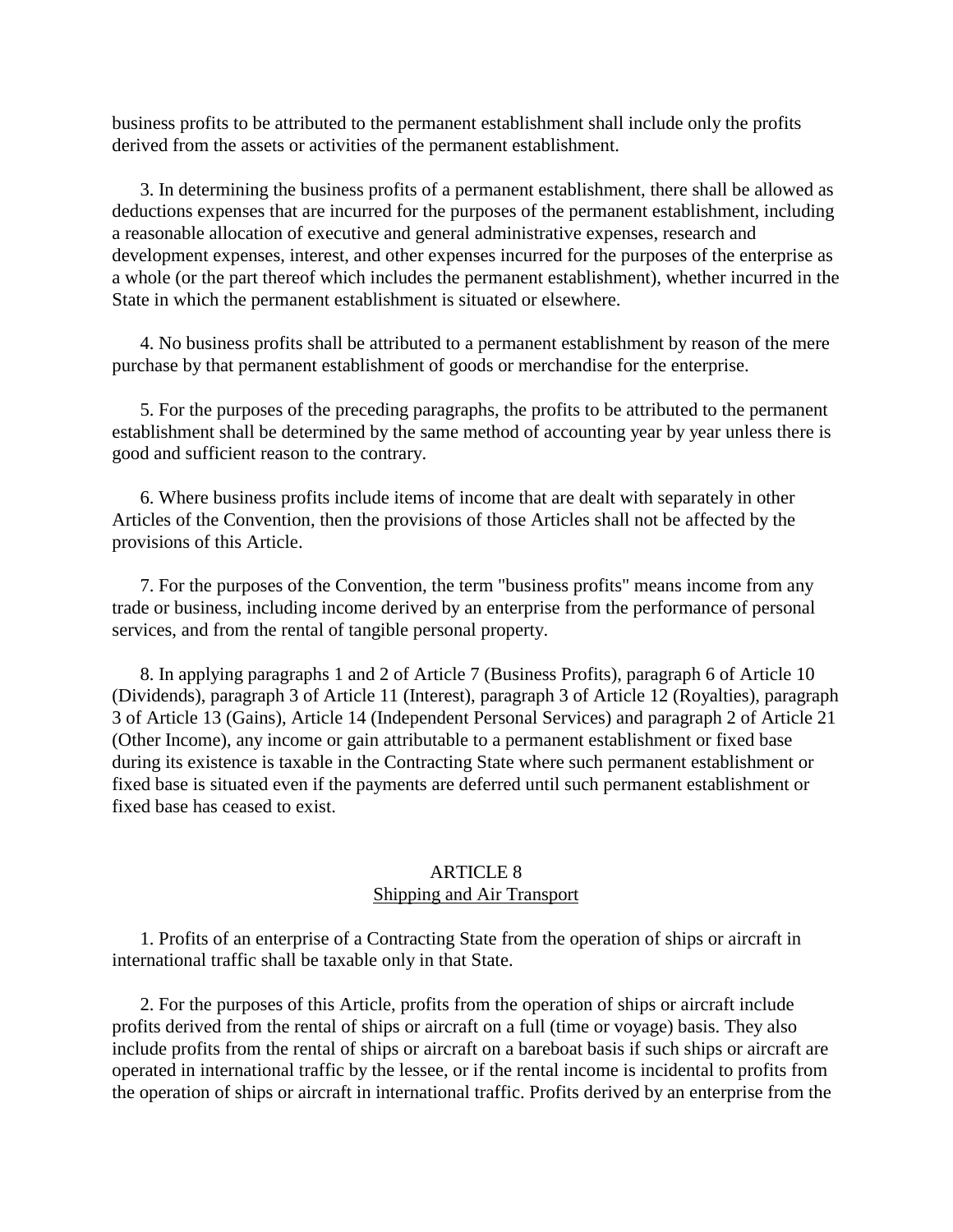business profits to be attributed to the permanent establishment shall include only the profits derived from the assets or activities of the permanent establishment.

3. In determining the business profits of a permanent establishment, there shall be allowed as deductions expenses that are incurred for the purposes of the permanent establishment, including a reasonable allocation of executive and general administrative expenses, research and development expenses, interest, and other expenses incurred for the purposes of the enterprise as a whole (or the part thereof which includes the permanent establishment), whether incurred in the State in which the permanent establishment is situated or elsewhere.

4. No business profits shall be attributed to a permanent establishment by reason of the mere purchase by that permanent establishment of goods or merchandise for the enterprise.

5. For the purposes of the preceding paragraphs, the profits to be attributed to the permanent establishment shall be determined by the same method of accounting year by year unless there is good and sufficient reason to the contrary.

6. Where business profits include items of income that are dealt with separately in other Articles of the Convention, then the provisions of those Articles shall not be affected by the provisions of this Article.

7. For the purposes of the Convention, the term "business profits" means income from any trade or business, including income derived by an enterprise from the performance of personal services, and from the rental of tangible personal property.

8. In applying paragraphs 1 and 2 of Article 7 (Business Profits), paragraph 6 of Article 10 (Dividends), paragraph 3 of Article 11 (Interest), paragraph 3 of Article 12 (Royalties), paragraph 3 of Article 13 (Gains), Article 14 (Independent Personal Services) and paragraph 2 of Article 21 (Other Income), any income or gain attributable to a permanent establishment or fixed base during its existence is taxable in the Contracting State where such permanent establishment or fixed base is situated even if the payments are deferred until such permanent establishment or fixed base has ceased to exist.

## ARTICLE 8
## Shipping and Air Transport

1. Profits of an enterprise of a Contracting State from the operation of ships or aircraft in international traffic shall be taxable only in that State.

2. For the purposes of this Article, profits from the operation of ships or aircraft include profits derived from the rental of ships or aircraft on a full (time or voyage) basis. They also include profits from the rental of ships or aircraft on a bareboat basis if such ships or aircraft are operated in international traffic by the lessee, or if the rental income is incidental to profits from the operation of ships or aircraft in international traffic. Profits derived by an enterprise from the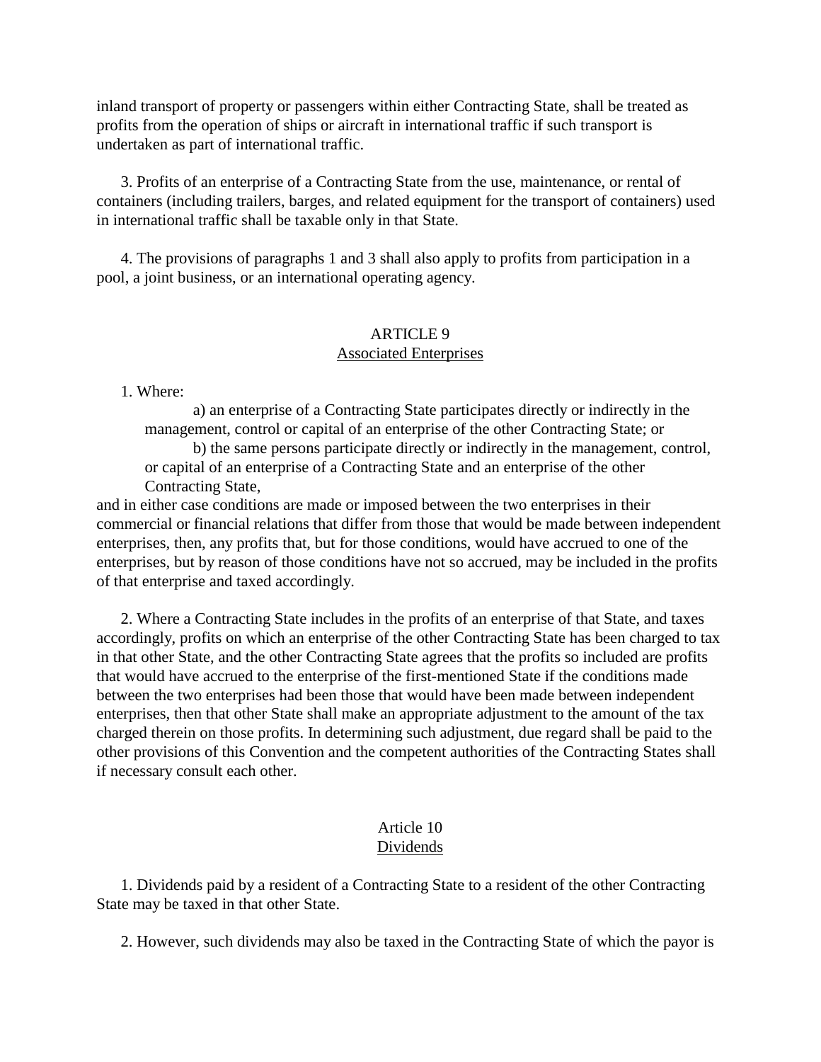inland transport of property or passengers within either Contracting State, shall be treated as profits from the operation of ships or aircraft in international traffic if such transport is undertaken as part of international traffic.

3. Profits of an enterprise of a Contracting State from the use, maintenance, or rental of containers (including trailers, barges, and related equipment for the transport of containers) used in international traffic shall be taxable only in that State.

4. The provisions of paragraphs 1 and 3 shall also apply to profits from participation in a pool, a joint business, or an international operating agency.

## ARTICLE 9
## Associated Enterprises

1. Where:

   a) an enterprise of a Contracting State participates directly or indirectly in the management, control or capital of an enterprise of the other Contracting State; or

   b) the same persons participate directly or indirectly in the management, control, or capital of an enterprise of a Contracting State and an enterprise of the other Contracting State,

and in either case conditions are made or imposed between the two enterprises in their commercial or financial relations that differ from those that would be made between independent enterprises, then, any profits that, but for those conditions, would have accrued to one of the enterprises, but by reason of those conditions have not so accrued, may be included in the profits of that enterprise and taxed accordingly.

2. Where a Contracting State includes in the profits of an enterprise of that State, and taxes accordingly, profits on which an enterprise of the other Contracting State has been charged to tax in that other State, and the other Contracting State agrees that the profits so included are profits that would have accrued to the enterprise of the first-mentioned State if the conditions made between the two enterprises had been those that would have been made between independent enterprises, then that other State shall make an appropriate adjustment to the amount of the tax charged therein on those profits. In determining such adjustment, due regard shall be paid to the other provisions of this Convention and the competent authorities of the Contracting States shall if necessary consult each other.

## Article 10
## Dividends

1. Dividends paid by a resident of a Contracting State to a resident of the other Contracting State may be taxed in that other State.

2. However, such dividends may also be taxed in the Contracting State of which the payor is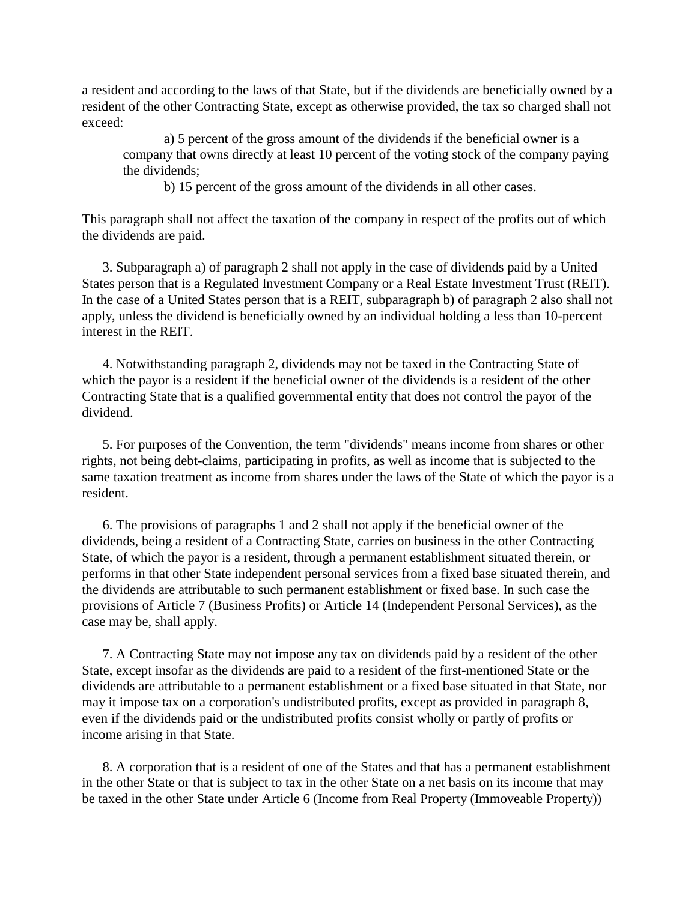a resident and according to the laws of that State, but if the dividends are beneficially owned by a resident of the other Contracting State, except as otherwise provided, the tax so charged shall not exceed:

a) 5 percent of the gross amount of the dividends if the beneficial owner is a company that owns directly at least 10 percent of the voting stock of the company paying the dividends;

b) 15 percent of the gross amount of the dividends in all other cases.

This paragraph shall not affect the taxation of the company in respect of the profits out of which the dividends are paid.

3. Subparagraph a) of paragraph 2 shall not apply in the case of dividends paid by a United States person that is a Regulated Investment Company or a Real Estate Investment Trust (REIT). In the case of a United States person that is a REIT, subparagraph b) of paragraph 2 also shall not apply, unless the dividend is beneficially owned by an individual holding a less than 10-percent interest in the REIT.

4. Notwithstanding paragraph 2, dividends may not be taxed in the Contracting State of which the payor is a resident if the beneficial owner of the dividends is a resident of the other Contracting State that is a qualified governmental entity that does not control the payor of the dividend.

5. For purposes of the Convention, the term "dividends" means income from shares or other rights, not being debt-claims, participating in profits, as well as income that is subjected to the same taxation treatment as income from shares under the laws of the State of which the payor is a resident.

6. The provisions of paragraphs 1 and 2 shall not apply if the beneficial owner of the dividends, being a resident of a Contracting State, carries on business in the other Contracting State, of which the payor is a resident, through a permanent establishment situated therein, or performs in that other State independent personal services from a fixed base situated therein, and the dividends are attributable to such permanent establishment or fixed base. In such case the provisions of Article 7 (Business Profits) or Article 14 (Independent Personal Services), as the case may be, shall apply.

7. A Contracting State may not impose any tax on dividends paid by a resident of the other State, except insofar as the dividends are paid to a resident of the first-mentioned State or the dividends are attributable to a permanent establishment or a fixed base situated in that State, nor may it impose tax on a corporation's undistributed profits, except as provided in paragraph 8, even if the dividends paid or the undistributed profits consist wholly or partly of profits or income arising in that State.

8. A corporation that is a resident of one of the States and that has a permanent establishment in the other State or that is subject to tax in the other State on a net basis on its income that may be taxed in the other State under Article 6 (Income from Real Property (Immoveable Property))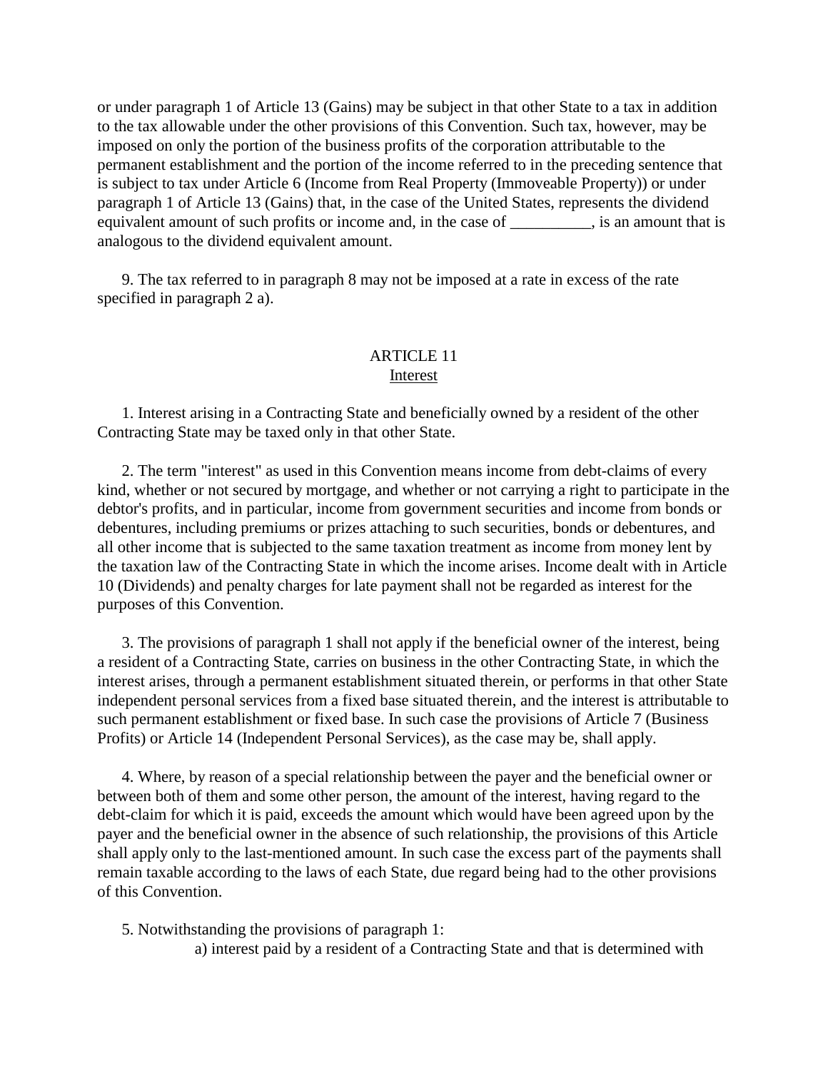or under paragraph 1 of Article 13 (Gains) may be subject in that other State to a tax in addition to the tax allowable under the other provisions of this Convention. Such tax, however, may be imposed on only the portion of the business profits of the corporation attributable to the permanent establishment and the portion of the income referred to in the preceding sentence that is subject to tax under Article 6 (Income from Real Property (Immoveable Property)) or under paragraph 1 of Article 13 (Gains) that, in the case of the United States, represents the dividend equivalent amount of such profits or income and, in the case of __________, is an amount that is analogous to the dividend equivalent amount.

9. The tax referred to in paragraph 8 may not be imposed at a rate in excess of the rate specified in paragraph 2 a).

## ARTICLE 11
## Interest

1. Interest arising in a Contracting State and beneficially owned by a resident of the other Contracting State may be taxed only in that other State.

2. The term "interest" as used in this Convention means income from debt-claims of every kind, whether or not secured by mortgage, and whether or not carrying a right to participate in the debtor's profits, and in particular, income from government securities and income from bonds or debentures, including premiums or prizes attaching to such securities, bonds or debentures, and all other income that is subjected to the same taxation treatment as income from money lent by the taxation law of the Contracting State in which the income arises. Income dealt with in Article 10 (Dividends) and penalty charges for late payment shall not be regarded as interest for the purposes of this Convention.

3. The provisions of paragraph 1 shall not apply if the beneficial owner of the interest, being a resident of a Contracting State, carries on business in the other Contracting State, in which the interest arises, through a permanent establishment situated therein, or performs in that other State independent personal services from a fixed base situated therein, and the interest is attributable to such permanent establishment or fixed base. In such case the provisions of Article 7 (Business Profits) or Article 14 (Independent Personal Services), as the case may be, shall apply.

4. Where, by reason of a special relationship between the payer and the beneficial owner or between both of them and some other person, the amount of the interest, having regard to the debt-claim for which it is paid, exceeds the amount which would have been agreed upon by the payer and the beneficial owner in the absence of such relationship, the provisions of this Article shall apply only to the last-mentioned amount. In such case the excess part of the payments shall remain taxable according to the laws of each State, due regard being had to the other provisions of this Convention.

5. Notwithstanding the provisions of paragraph 1:

a) interest paid by a resident of a Contracting State and that is determined with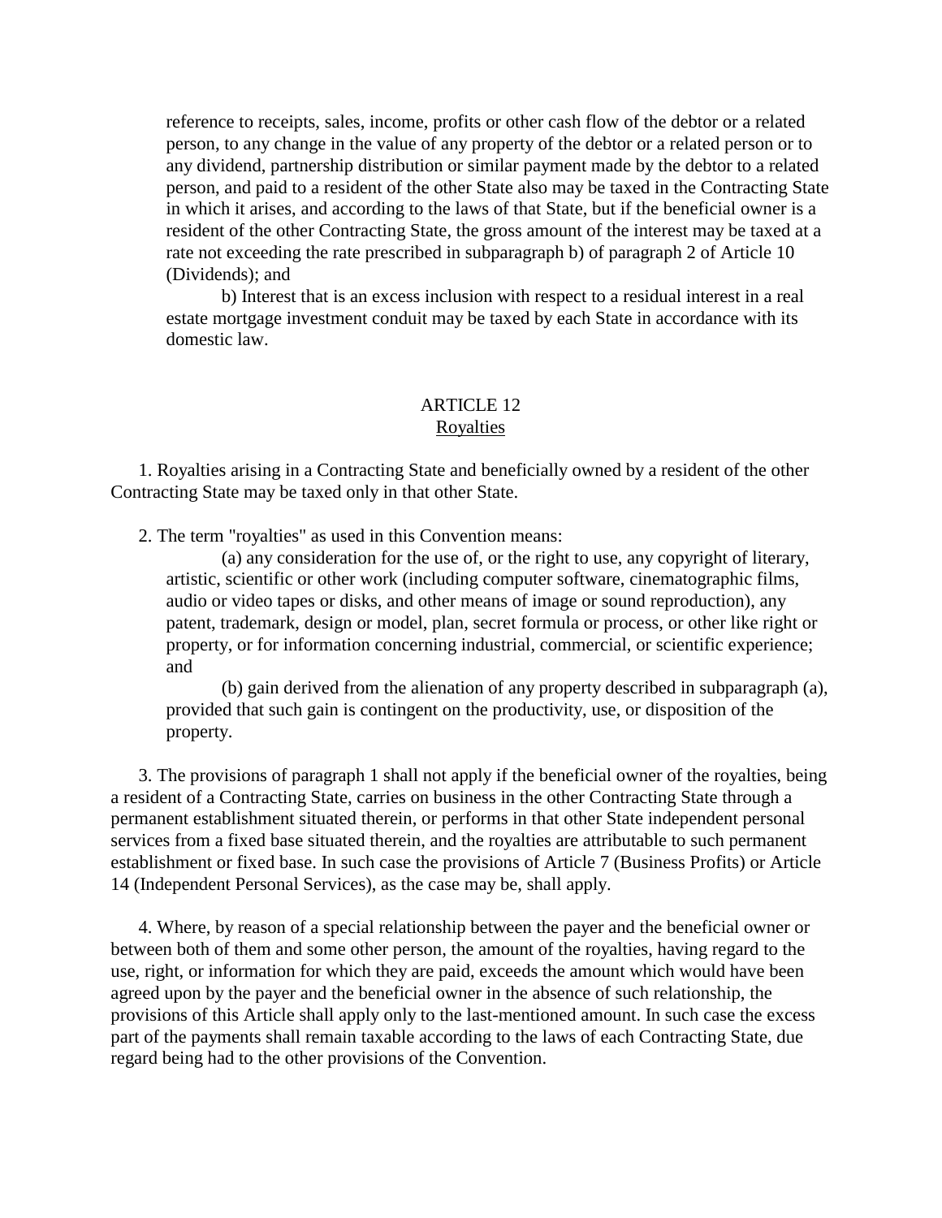reference to receipts, sales, income, profits or other cash flow of the debtor or a related person, to any change in the value of any property of the debtor or a related person or to any dividend, partnership distribution or similar payment made by the debtor to a related person, and paid to a resident of the other State also may be taxed in the Contracting State in which it arises, and according to the laws of that State, but if the beneficial owner is a resident of the other Contracting State, the gross amount of the interest may be taxed at a rate not exceeding the rate prescribed in subparagraph b) of paragraph 2 of Article 10 (Dividends); and

b) Interest that is an excess inclusion with respect to a residual interest in a real estate mortgage investment conduit may be taxed by each State in accordance with its domestic law.

## ARTICLE 12
## Royalties

1. Royalties arising in a Contracting State and beneficially owned by a resident of the other Contracting State may be taxed only in that other State.

2. The term "royalties" as used in this Convention means:

(a) any consideration for the use of, or the right to use, any copyright of literary, artistic, scientific or other work (including computer software, cinematographic films, audio or video tapes or disks, and other means of image or sound reproduction), any patent, trademark, design or model, plan, secret formula or process, or other like right or property, or for information concerning industrial, commercial, or scientific experience; and

(b) gain derived from the alienation of any property described in subparagraph (a), provided that such gain is contingent on the productivity, use, or disposition of the property.

3. The provisions of paragraph 1 shall not apply if the beneficial owner of the royalties, being a resident of a Contracting State, carries on business in the other Contracting State through a permanent establishment situated therein, or performs in that other State independent personal services from a fixed base situated therein, and the royalties are attributable to such permanent establishment or fixed base. In such case the provisions of Article 7 (Business Profits) or Article 14 (Independent Personal Services), as the case may be, shall apply.

4. Where, by reason of a special relationship between the payer and the beneficial owner or between both of them and some other person, the amount of the royalties, having regard to the use, right, or information for which they are paid, exceeds the amount which would have been agreed upon by the payer and the beneficial owner in the absence of such relationship, the provisions of this Article shall apply only to the last-mentioned amount. In such case the excess part of the payments shall remain taxable according to the laws of each Contracting State, due regard being had to the other provisions of the Convention.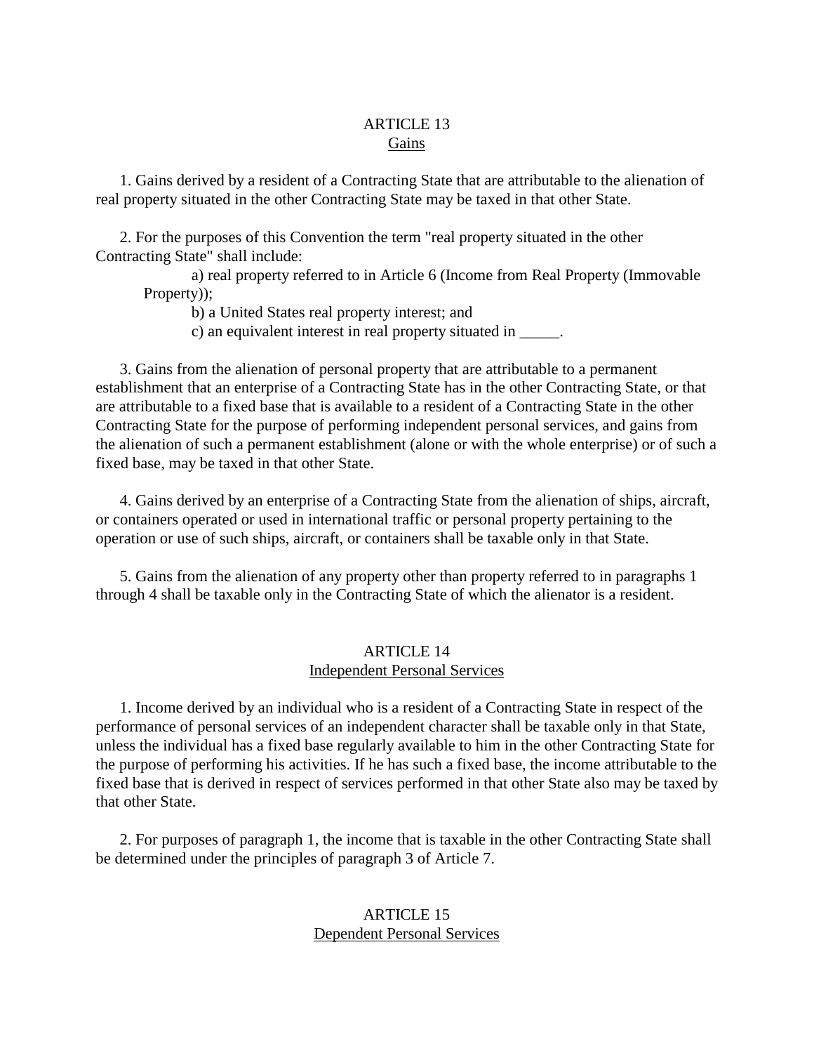## ARTICLE 13
## Gains

1. Gains derived by a resident of a Contracting State that are attributable to the alienation of real property situated in the other Contracting State may be taxed in that other State.

2. For the purposes of this Convention the term "real property situated in the other Contracting State" shall include:

a) real property referred to in Article 6 (Income from Real Property (Immovable Property));

b) a United States real property interest; and

c) an equivalent interest in real property situated in _____.

3. Gains from the alienation of personal property that are attributable to a permanent establishment that an enterprise of a Contracting State has in the other Contracting State, or that are attributable to a fixed base that is available to a resident of a Contracting State in the other Contracting State for the purpose of performing independent personal services, and gains from the alienation of such a permanent establishment (alone or with the whole enterprise) or of such a fixed base, may be taxed in that other State.

4. Gains derived by an enterprise of a Contracting State from the alienation of ships, aircraft, or containers operated or used in international traffic or personal property pertaining to the operation or use of such ships, aircraft, or containers shall be taxable only in that State.

5. Gains from the alienation of any property other than property referred to in paragraphs 1 through 4 shall be taxable only in the Contracting State of which the alienator is a resident.

## ARTICLE 14
## Independent Personal Services

1. Income derived by an individual who is a resident of a Contracting State in respect of the performance of personal services of an independent character shall be taxable only in that State, unless the individual has a fixed base regularly available to him in the other Contracting State for the purpose of performing his activities. If he has such a fixed base, the income attributable to the fixed base that is derived in respect of services performed in that other State also may be taxed by that other State.

2. For purposes of paragraph 1, the income that is taxable in the other Contracting State shall be determined under the principles of paragraph 3 of Article 7.

## ARTICLE 15
## Dependent Personal Services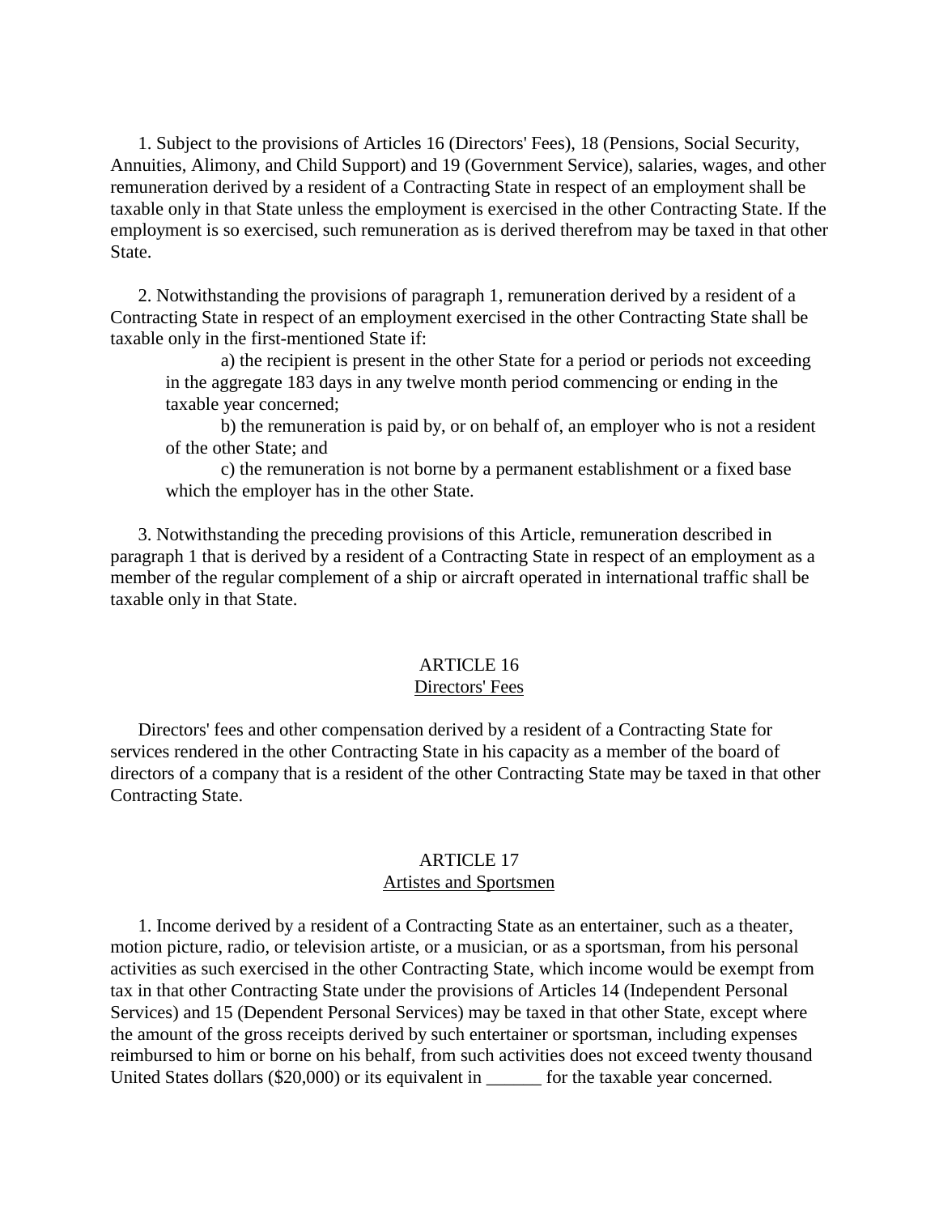1. Subject to the provisions of Articles 16 (Directors' Fees), 18 (Pensions, Social Security, Annuities, Alimony, and Child Support) and 19 (Government Service), salaries, wages, and other remuneration derived by a resident of a Contracting State in respect of an employment shall be taxable only in that State unless the employment is exercised in the other Contracting State. If the employment is so exercised, such remuneration as is derived therefrom may be taxed in that other State.

2. Notwithstanding the provisions of paragraph 1, remuneration derived by a resident of a Contracting State in respect of an employment exercised in the other Contracting State shall be taxable only in the first-mentioned State if:

a) the recipient is present in the other State for a period or periods not exceeding in the aggregate 183 days in any twelve month period commencing or ending in the taxable year concerned;

b) the remuneration is paid by, or on behalf of, an employer who is not a resident of the other State; and

c) the remuneration is not borne by a permanent establishment or a fixed base which the employer has in the other State.

3. Notwithstanding the preceding provisions of this Article, remuneration described in paragraph 1 that is derived by a resident of a Contracting State in respect of an employment as a member of the regular complement of a ship or aircraft operated in international traffic shall be taxable only in that State.

## ARTICLE 16
## Directors' Fees

Directors' fees and other compensation derived by a resident of a Contracting State for services rendered in the other Contracting State in his capacity as a member of the board of directors of a company that is a resident of the other Contracting State may be taxed in that other Contracting State.

## ARTICLE 17
## Artistes and Sportsmen

1. Income derived by a resident of a Contracting State as an entertainer, such as a theater, motion picture, radio, or television artiste, or a musician, or as a sportsman, from his personal activities as such exercised in the other Contracting State, which income would be exempt from tax in that other Contracting State under the provisions of Articles 14 (Independent Personal Services) and 15 (Dependent Personal Services) may be taxed in that other State, except where the amount of the gross receipts derived by such entertainer or sportsman, including expenses reimbursed to him or borne on his behalf, from such activities does not exceed twenty thousand United States dollars ($20,000) or its equivalent in ______ for the taxable year concerned.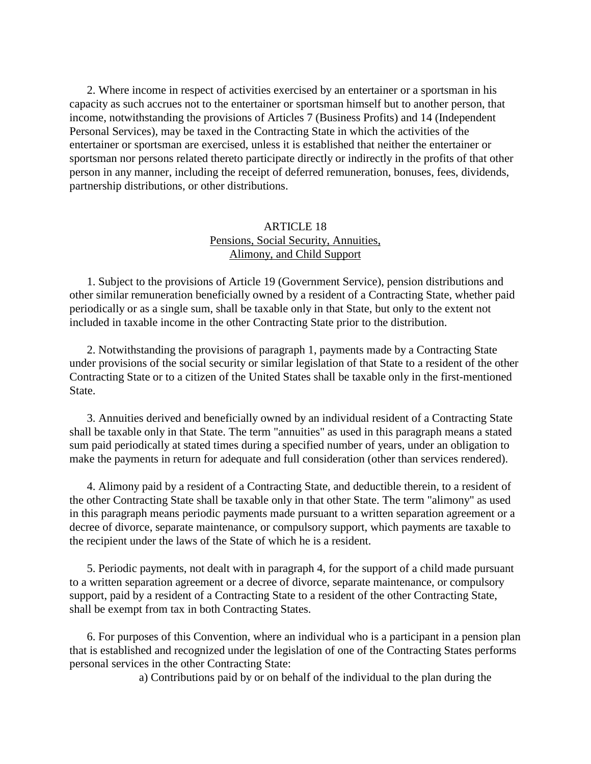2. Where income in respect of activities exercised by an entertainer or a sportsman in his capacity as such accrues not to the entertainer or sportsman himself but to another person, that income, notwithstanding the provisions of Articles 7 (Business Profits) and 14 (Independent Personal Services), may be taxed in the Contracting State in which the activities of the entertainer or sportsman are exercised, unless it is established that neither the entertainer or sportsman nor persons related thereto participate directly or indirectly in the profits of that other person in any manner, including the receipt of deferred remuneration, bonuses, fees, dividends, partnership distributions, or other distributions.

## ARTICLE 18
## Pensions, Social Security, Annuities, Alimony, and Child Support

1. Subject to the provisions of Article 19 (Government Service), pension distributions and other similar remuneration beneficially owned by a resident of a Contracting State, whether paid periodically or as a single sum, shall be taxable only in that State, but only to the extent not included in taxable income in the other Contracting State prior to the distribution.

2. Notwithstanding the provisions of paragraph 1, payments made by a Contracting State under provisions of the social security or similar legislation of that State to a resident of the other Contracting State or to a citizen of the United States shall be taxable only in the first-mentioned State.

3. Annuities derived and beneficially owned by an individual resident of a Contracting State shall be taxable only in that State. The term "annuities" as used in this paragraph means a stated sum paid periodically at stated times during a specified number of years, under an obligation to make the payments in return for adequate and full consideration (other than services rendered).

4. Alimony paid by a resident of a Contracting State, and deductible therein, to a resident of the other Contracting State shall be taxable only in that other State. The term "alimony" as used in this paragraph means periodic payments made pursuant to a written separation agreement or a decree of divorce, separate maintenance, or compulsory support, which payments are taxable to the recipient under the laws of the State of which he is a resident.

5. Periodic payments, not dealt with in paragraph 4, for the support of a child made pursuant to a written separation agreement or a decree of divorce, separate maintenance, or compulsory support, paid by a resident of a Contracting State to a resident of the other Contracting State, shall be exempt from tax in both Contracting States.

6. For purposes of this Convention, where an individual who is a participant in a pension plan that is established and recognized under the legislation of one of the Contracting States performs personal services in the other Contracting State:

a) Contributions paid by or on behalf of the individual to the plan during the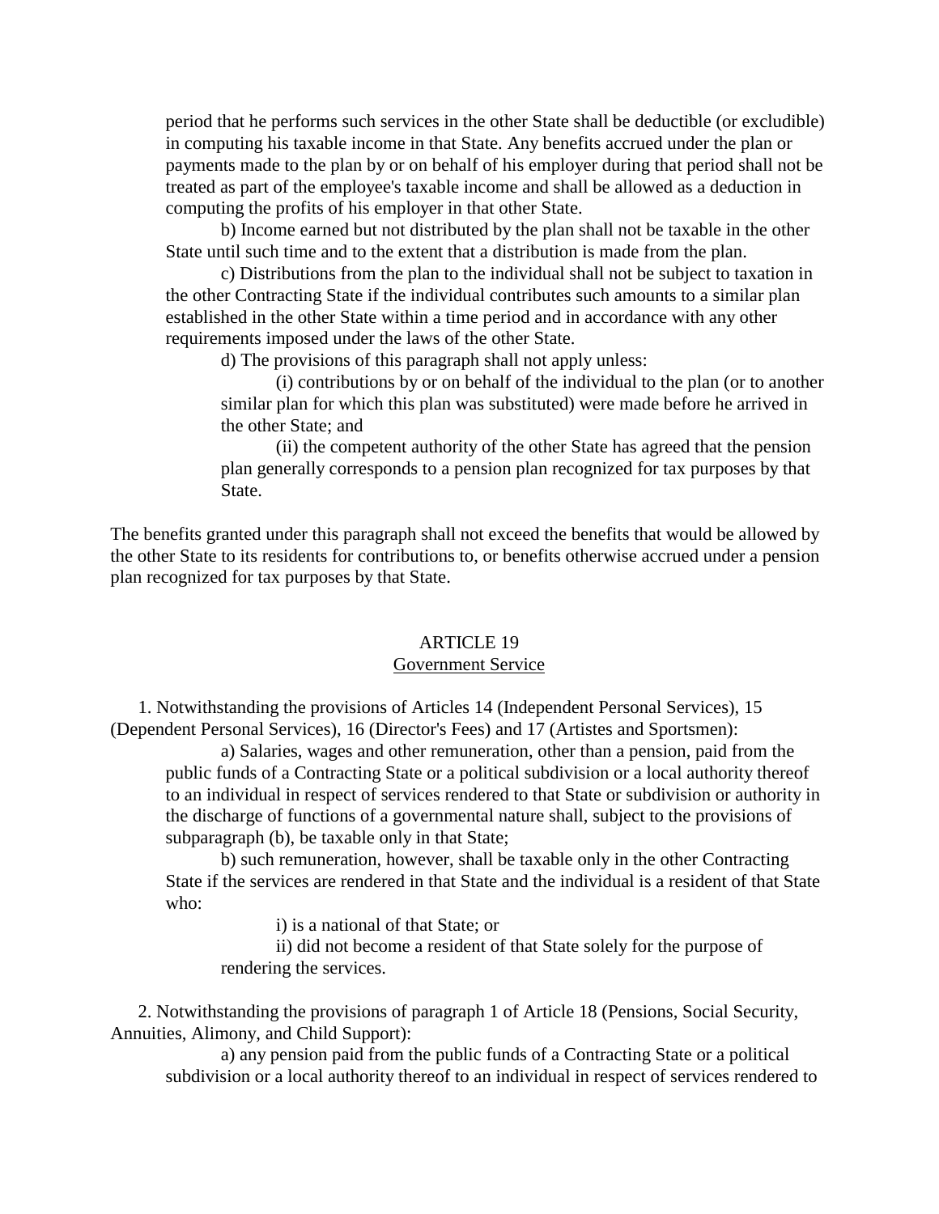period that he performs such services in the other State shall be deductible (or excludible) in computing his taxable income in that State. Any benefits accrued under the plan or payments made to the plan by or on behalf of his employer during that period shall not be treated as part of the employee's taxable income and shall be allowed as a deduction in computing the profits of his employer in that other State.

b) Income earned but not distributed by the plan shall not be taxable in the other State until such time and to the extent that a distribution is made from the plan.

c) Distributions from the plan to the individual shall not be subject to taxation in the other Contracting State if the individual contributes such amounts to a similar plan established in the other State within a time period and in accordance with any other requirements imposed under the laws of the other State.

d) The provisions of this paragraph shall not apply unless:

(i) contributions by or on behalf of the individual to the plan (or to another similar plan for which this plan was substituted) were made before he arrived in the other State; and

(ii) the competent authority of the other State has agreed that the pension plan generally corresponds to a pension plan recognized for tax purposes by that State.

The benefits granted under this paragraph shall not exceed the benefits that would be allowed by the other State to its residents for contributions to, or benefits otherwise accrued under a pension plan recognized for tax purposes by that State.

## ARTICLE 19
### Government Service

1. Notwithstanding the provisions of Articles 14 (Independent Personal Services), 15 (Dependent Personal Services), 16 (Director's Fees) and 17 (Artistes and Sportsmen):

a) Salaries, wages and other remuneration, other than a pension, paid from the public funds of a Contracting State or a political subdivision or a local authority thereof to an individual in respect of services rendered to that State or subdivision or authority in the discharge of functions of a governmental nature shall, subject to the provisions of subparagraph (b), be taxable only in that State;

b) such remuneration, however, shall be taxable only in the other Contracting State if the services are rendered in that State and the individual is a resident of that State who:

i) is a national of that State; or

ii) did not become a resident of that State solely for the purpose of rendering the services.

2. Notwithstanding the provisions of paragraph 1 of Article 18 (Pensions, Social Security, Annuities, Alimony, and Child Support):

a) any pension paid from the public funds of a Contracting State or a political subdivision or a local authority thereof to an individual in respect of services rendered to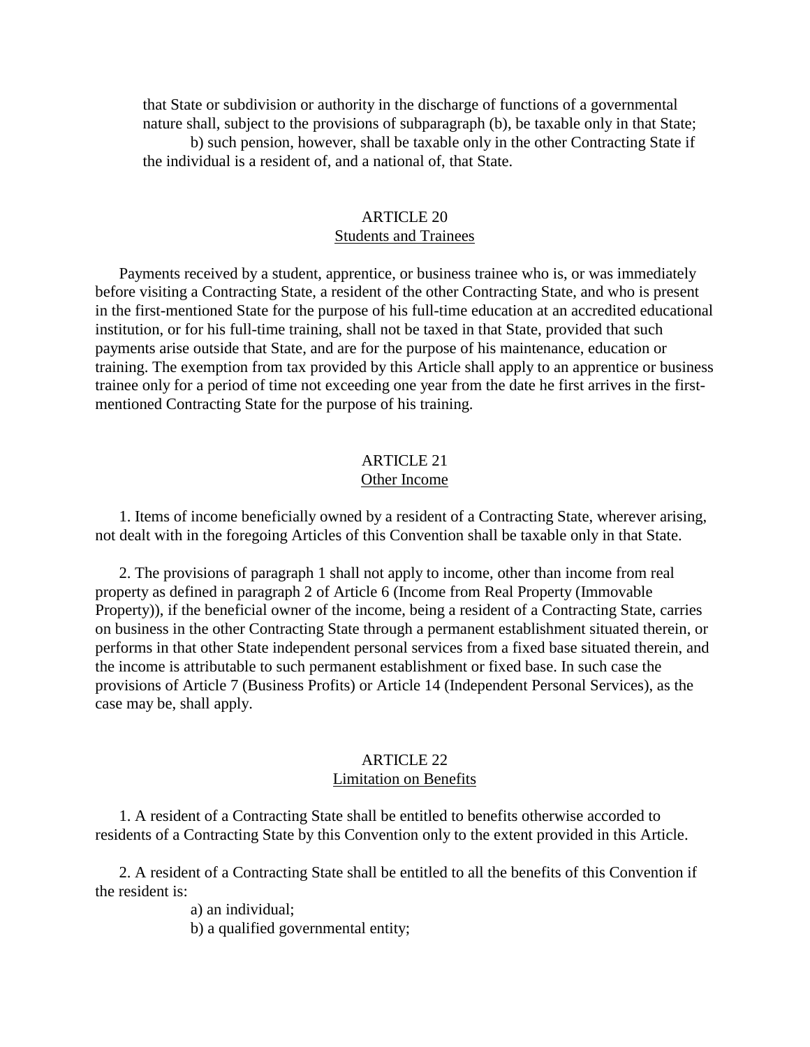that State or subdivision or authority in the discharge of functions of a governmental nature shall, subject to the provisions of subparagraph (b), be taxable only in that State;

b) such pension, however, shall be taxable only in the other Contracting State if the individual is a resident of, and a national of, that State.

ARTICLE 20

Students and Trainees

Payments received by a student, apprentice, or business trainee who is, or was immediately before visiting a Contracting State, a resident of the other Contracting State, and who is present in the first-mentioned State for the purpose of his full-time education at an accredited educational institution, or for his full-time training, shall not be taxed in that State, provided that such payments arise outside that State, and are for the purpose of his maintenance, education or training. The exemption from tax provided by this Article shall apply to an apprentice or business trainee only for a period of time not exceeding one year from the date he first arrives in the first-mentioned Contracting State for the purpose of his training.

ARTICLE 21

Other Income

1. Items of income beneficially owned by a resident of a Contracting State, wherever arising, not dealt with in the foregoing Articles of this Convention shall be taxable only in that State.

2. The provisions of paragraph 1 shall not apply to income, other than income from real property as defined in paragraph 2 of Article 6 (Income from Real Property (Immovable Property)), if the beneficial owner of the income, being a resident of a Contracting State, carries on business in the other Contracting State through a permanent establishment situated therein, or performs in that other State independent personal services from a fixed base situated therein, and the income is attributable to such permanent establishment or fixed base. In such case the provisions of Article 7 (Business Profits) or Article 14 (Independent Personal Services), as the case may be, shall apply.

ARTICLE 22

Limitation on Benefits

1. A resident of a Contracting State shall be entitled to benefits otherwise accorded to residents of a Contracting State by this Convention only to the extent provided in this Article.

2. A resident of a Contracting State shall be entitled to all the benefits of this Convention if the resident is:

a) an individual;

b) a qualified governmental entity;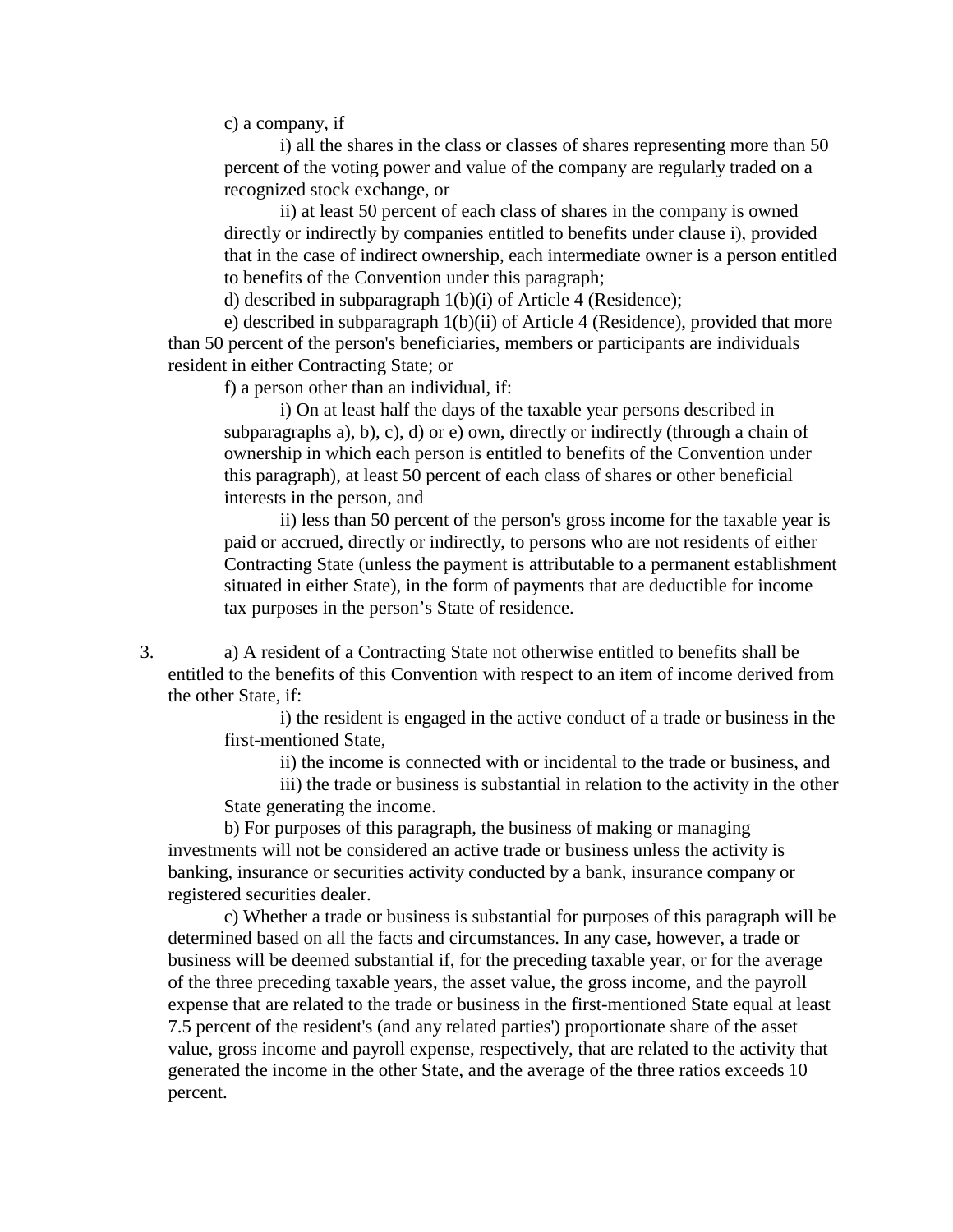c) a company, if

i) all the shares in the class or classes of shares representing more than 50 percent of the voting power and value of the company are regularly traded on a recognized stock exchange, or

ii) at least 50 percent of each class of shares in the company is owned directly or indirectly by companies entitled to benefits under clause i), provided that in the case of indirect ownership, each intermediate owner is a person entitled to benefits of the Convention under this paragraph;

d) described in subparagraph 1(b)(i) of Article 4 (Residence);

e) described in subparagraph 1(b)(ii) of Article 4 (Residence), provided that more than 50 percent of the person's beneficiaries, members or participants are individuals resident in either Contracting State; or

f) a person other than an individual, if:

i) On at least half the days of the taxable year persons described in subparagraphs a), b), c), d) or e) own, directly or indirectly (through a chain of ownership in which each person is entitled to benefits of the Convention under this paragraph), at least 50 percent of each class of shares or other beneficial interests in the person, and

ii) less than 50 percent of the person's gross income for the taxable year is paid or accrued, directly or indirectly, to persons who are not residents of either Contracting State (unless the payment is attributable to a permanent establishment situated in either State), in the form of payments that are deductible for income tax purposes in the person's State of residence.

3. a) A resident of a Contracting State not otherwise entitled to benefits shall be entitled to the benefits of this Convention with respect to an item of income derived from the other State, if:

i) the resident is engaged in the active conduct of a trade or business in the first-mentioned State,

ii) the income is connected with or incidental to the trade or business, and

iii) the trade or business is substantial in relation to the activity in the other State generating the income.

b) For purposes of this paragraph, the business of making or managing investments will not be considered an active trade or business unless the activity is banking, insurance or securities activity conducted by a bank, insurance company or registered securities dealer.

c) Whether a trade or business is substantial for purposes of this paragraph will be determined based on all the facts and circumstances. In any case, however, a trade or business will be deemed substantial if, for the preceding taxable year, or for the average of the three preceding taxable years, the asset value, the gross income, and the payroll expense that are related to the trade or business in the first-mentioned State equal at least 7.5 percent of the resident's (and any related parties') proportionate share of the asset value, gross income and payroll expense, respectively, that are related to the activity that generated the income in the other State, and the average of the three ratios exceeds 10 percent.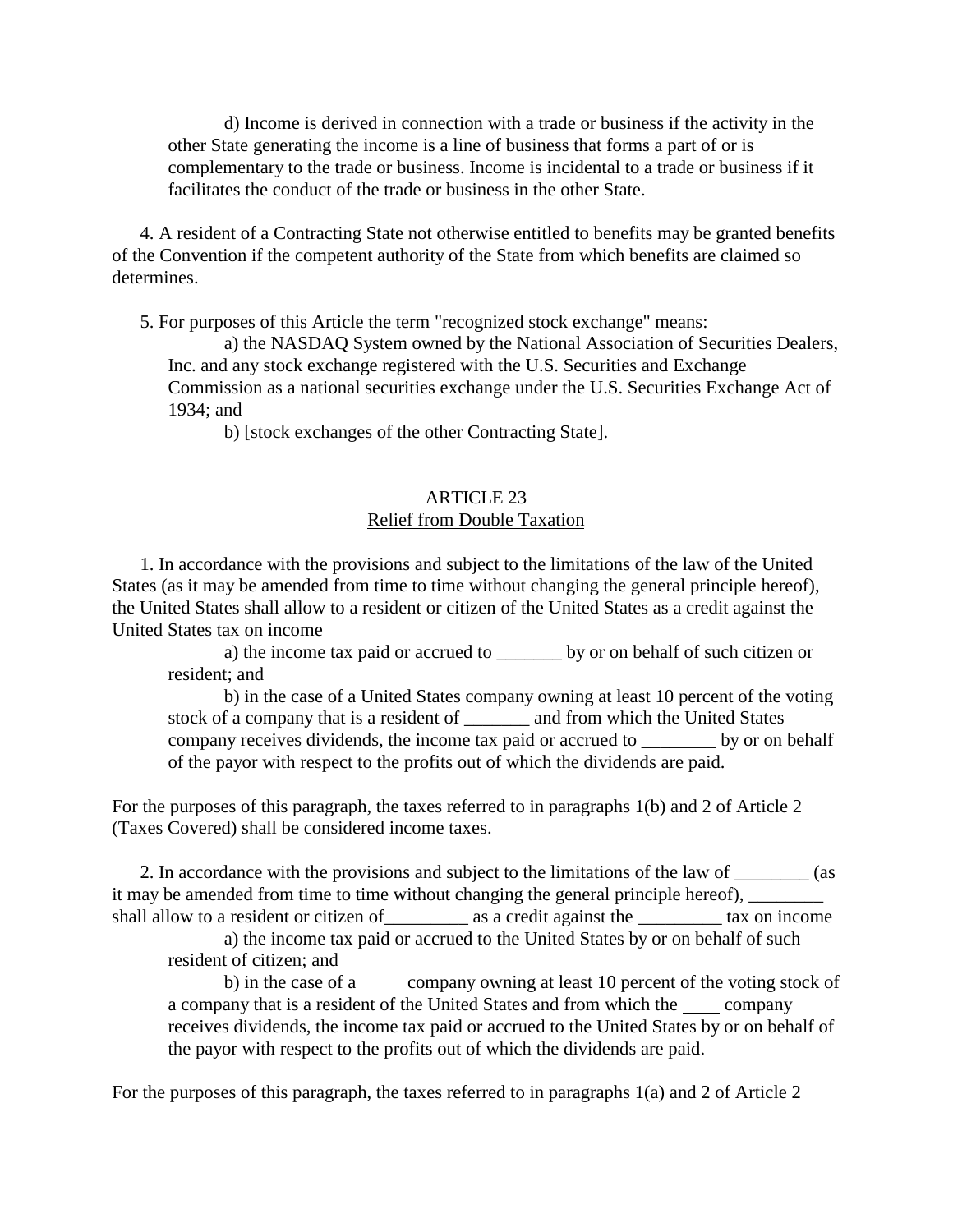d) Income is derived in connection with a trade or business if the activity in the other State generating the income is a line of business that forms a part of or is complementary to the trade or business. Income is incidental to a trade or business if it facilitates the conduct of the trade or business in the other State.

4. A resident of a Contracting State not otherwise entitled to benefits may be granted benefits of the Convention if the competent authority of the State from which benefits are claimed so determines.

5. For purposes of this Article the term "recognized stock exchange" means:

a) the NASDAQ System owned by the National Association of Securities Dealers, Inc. and any stock exchange registered with the U.S. Securities and Exchange Commission as a national securities exchange under the U.S. Securities Exchange Act of 1934; and

b) [stock exchanges of the other Contracting State].

## ARTICLE 23
## Relief from Double Taxation

1. In accordance with the provisions and subject to the limitations of the law of the United States (as it may be amended from time to time without changing the general principle hereof), the United States shall allow to a resident or citizen of the United States as a credit against the United States tax on income

a) the income tax paid or accrued to _______ by or on behalf of such citizen or resident; and

b) in the case of a United States company owning at least 10 percent of the voting stock of a company that is a resident of _______ and from which the United States company receives dividends, the income tax paid or accrued to ________ by or on behalf of the payor with respect to the profits out of which the dividends are paid.

For the purposes of this paragraph, the taxes referred to in paragraphs 1(b) and 2 of Article 2 (Taxes Covered) shall be considered income taxes.

2. In accordance with the provisions and subject to the limitations of the law of ________ (as it may be amended from time to time without changing the general principle hereof), ________ shall allow to a resident or citizen of_________ as a credit against the _________ tax on income

a) the income tax paid or accrued to the United States by or on behalf of such resident of citizen; and

b) in the case of a _____ company owning at least 10 percent of the voting stock of a company that is a resident of the United States and from which the ____ company receives dividends, the income tax paid or accrued to the United States by or on behalf of the payor with respect to the profits out of which the dividends are paid.

For the purposes of this paragraph, the taxes referred to in paragraphs 1(a) and 2 of Article 2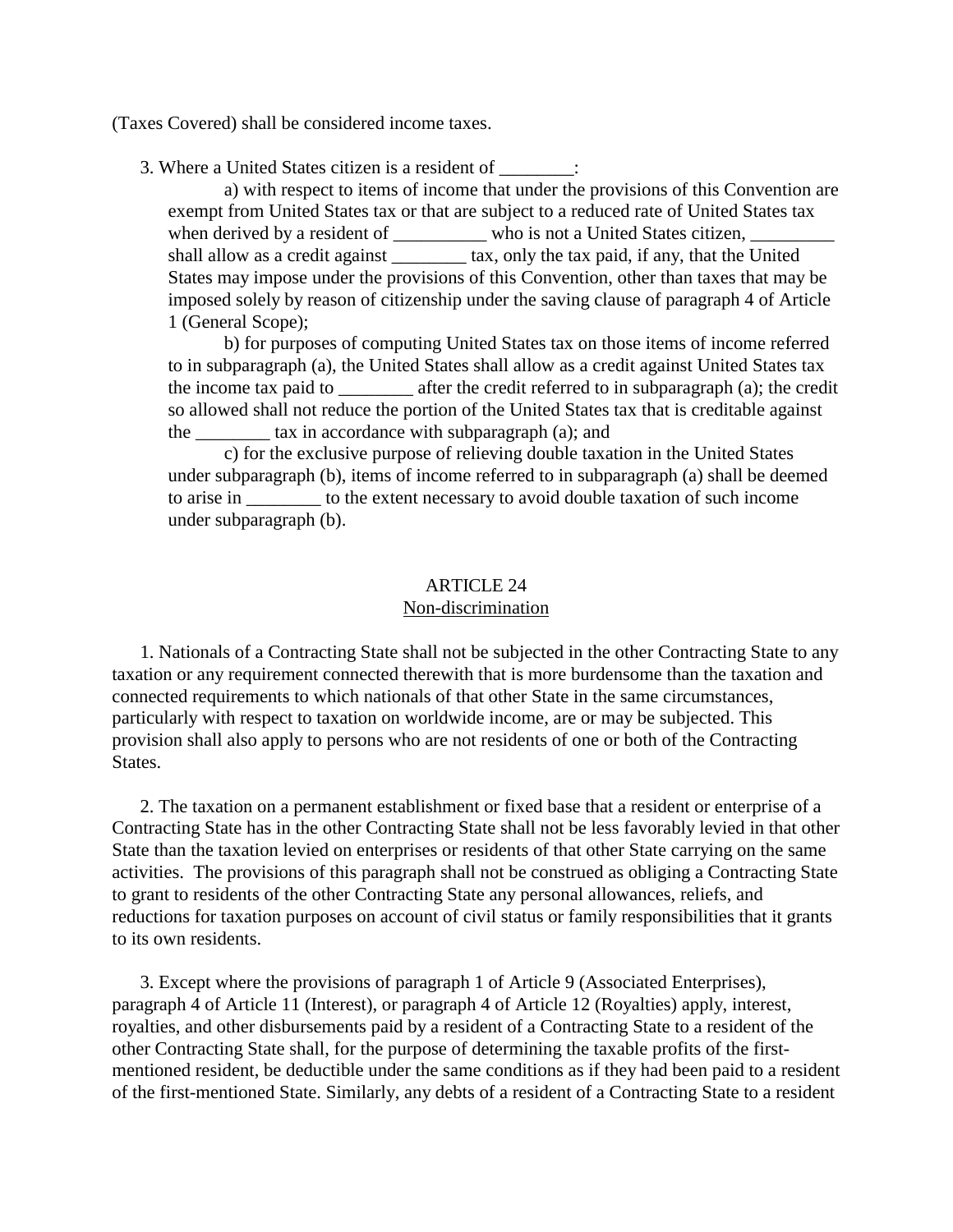(Taxes Covered) shall be considered income taxes.

3. Where a United States citizen is a resident of ________:

a) with respect to items of income that under the provisions of this Convention are exempt from United States tax or that are subject to a reduced rate of United States tax when derived by a resident of __________ who is not a United States citizen, _________ shall allow as a credit against ________ tax, only the tax paid, if any, that the United States may impose under the provisions of this Convention, other than taxes that may be imposed solely by reason of citizenship under the saving clause of paragraph 4 of Article 1 (General Scope);

b) for purposes of computing United States tax on those items of income referred to in subparagraph (a), the United States shall allow as a credit against United States tax the income tax paid to ________ after the credit referred to in subparagraph (a); the credit so allowed shall not reduce the portion of the United States tax that is creditable against the ________ tax in accordance with subparagraph (a); and

c) for the exclusive purpose of relieving double taxation in the United States under subparagraph (b), items of income referred to in subparagraph (a) shall be deemed to arise in ________ to the extent necessary to avoid double taxation of such income under subparagraph (b).

## ARTICLE 24
## Non-discrimination

1. Nationals of a Contracting State shall not be subjected in the other Contracting State to any taxation or any requirement connected therewith that is more burdensome than the taxation and connected requirements to which nationals of that other State in the same circumstances, particularly with respect to taxation on worldwide income, are or may be subjected. This provision shall also apply to persons who are not residents of one or both of the Contracting States.

2. The taxation on a permanent establishment or fixed base that a resident or enterprise of a Contracting State has in the other Contracting State shall not be less favorably levied in that other State than the taxation levied on enterprises or residents of that other State carrying on the same activities. The provisions of this paragraph shall not be construed as obliging a Contracting State to grant to residents of the other Contracting State any personal allowances, reliefs, and reductions for taxation purposes on account of civil status or family responsibilities that it grants to its own residents.

3. Except where the provisions of paragraph 1 of Article 9 (Associated Enterprises), paragraph 4 of Article 11 (Interest), or paragraph 4 of Article 12 (Royalties) apply, interest, royalties, and other disbursements paid by a resident of a Contracting State to a resident of the other Contracting State shall, for the purpose of determining the taxable profits of the first-mentioned resident, be deductible under the same conditions as if they had been paid to a resident of the first-mentioned State. Similarly, any debts of a resident of a Contracting State to a resident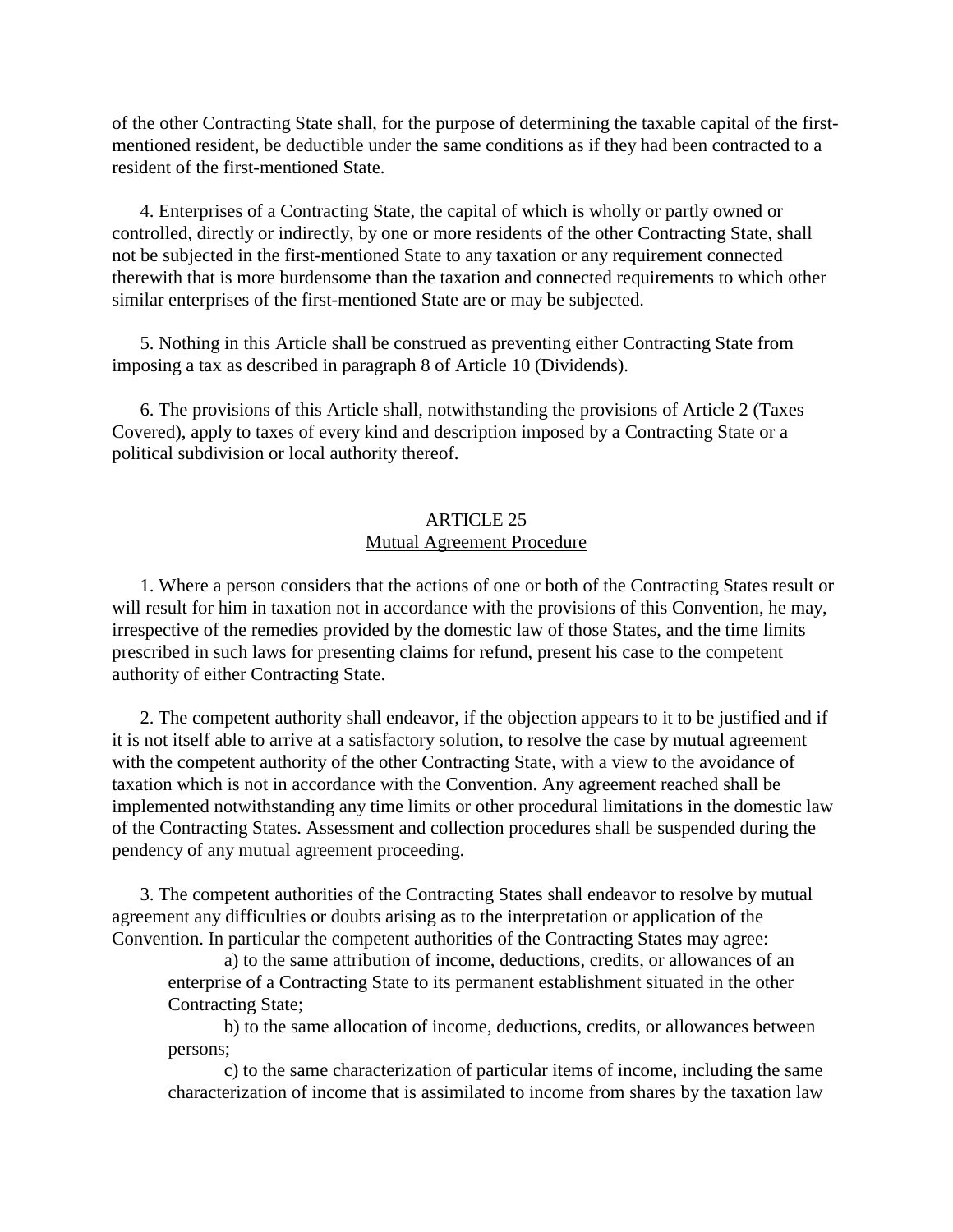of the other Contracting State shall, for the purpose of determining the taxable capital of the first-mentioned resident, be deductible under the same conditions as if they had been contracted to a resident of the first-mentioned State.

4. Enterprises of a Contracting State, the capital of which is wholly or partly owned or controlled, directly or indirectly, by one or more residents of the other Contracting State, shall not be subjected in the first-mentioned State to any taxation or any requirement connected therewith that is more burdensome than the taxation and connected requirements to which other similar enterprises of the first-mentioned State are or may be subjected.

5. Nothing in this Article shall be construed as preventing either Contracting State from imposing a tax as described in paragraph 8 of Article 10 (Dividends).

6. The provisions of this Article shall, notwithstanding the provisions of Article 2 (Taxes Covered), apply to taxes of every kind and description imposed by a Contracting State or a political subdivision or local authority thereof.

## ARTICLE 25
## Mutual Agreement Procedure

1. Where a person considers that the actions of one or both of the Contracting States result or will result for him in taxation not in accordance with the provisions of this Convention, he may, irrespective of the remedies provided by the domestic law of those States, and the time limits prescribed in such laws for presenting claims for refund, present his case to the competent authority of either Contracting State.

2. The competent authority shall endeavor, if the objection appears to it to be justified and if it is not itself able to arrive at a satisfactory solution, to resolve the case by mutual agreement with the competent authority of the other Contracting State, with a view to the avoidance of taxation which is not in accordance with the Convention. Any agreement reached shall be implemented notwithstanding any time limits or other procedural limitations in the domestic law of the Contracting States. Assessment and collection procedures shall be suspended during the pendency of any mutual agreement proceeding.

3. The competent authorities of the Contracting States shall endeavor to resolve by mutual agreement any difficulties or doubts arising as to the interpretation or application of the Convention. In particular the competent authorities of the Contracting States may agree:

a) to the same attribution of income, deductions, credits, or allowances of an enterprise of a Contracting State to its permanent establishment situated in the other Contracting State;

b) to the same allocation of income, deductions, credits, or allowances between persons;

c) to the same characterization of particular items of income, including the same characterization of income that is assimilated to income from shares by the taxation law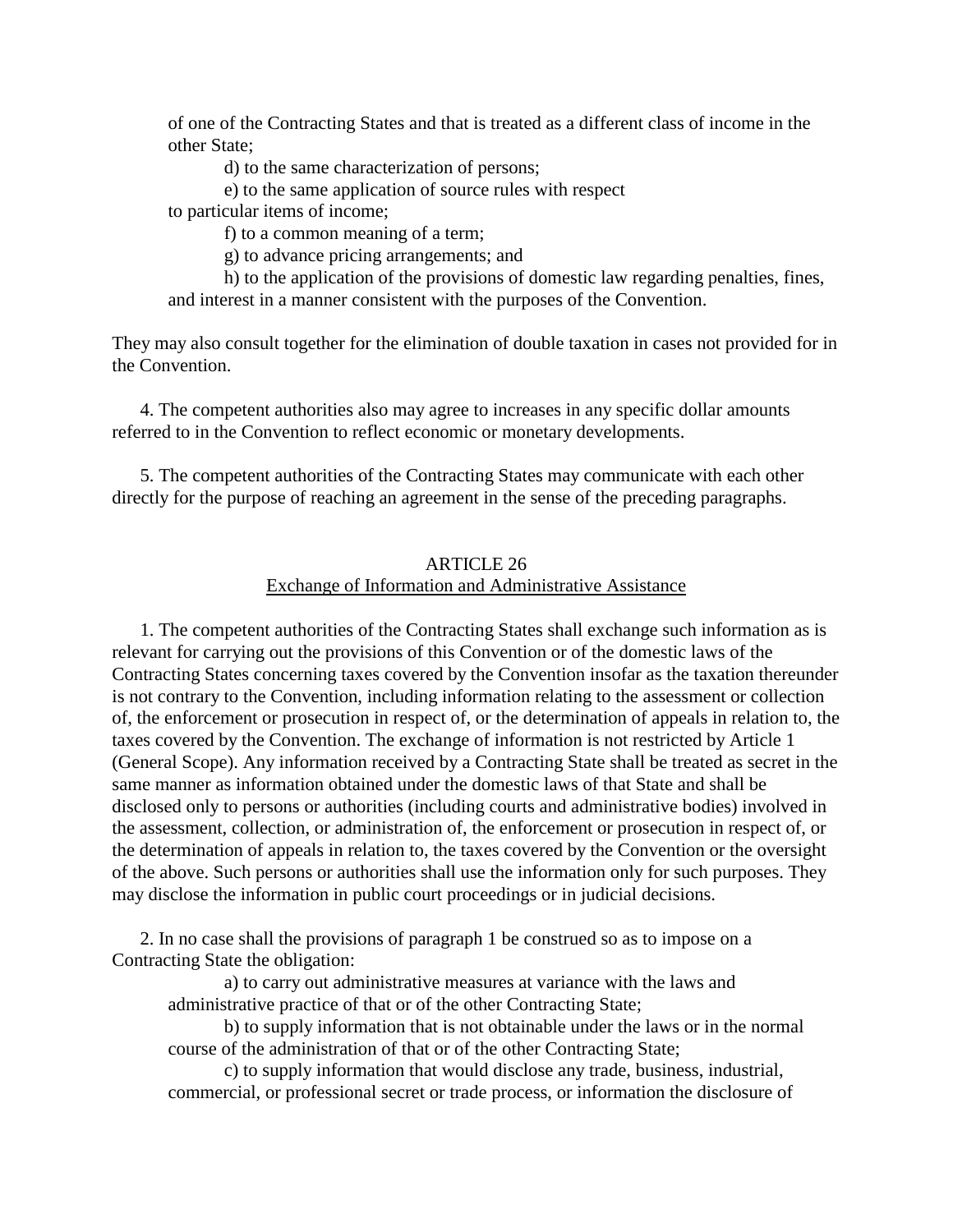of one of the Contracting States and that is treated as a different class of income in the other State;

d) to the same characterization of persons;

e) to the same application of source rules with respect to particular items of income;

f) to a common meaning of a term;

g) to advance pricing arrangements; and

h) to the application of the provisions of domestic law regarding penalties, fines, and interest in a manner consistent with the purposes of the Convention.

They may also consult together for the elimination of double taxation in cases not provided for in the Convention.

4. The competent authorities also may agree to increases in any specific dollar amounts referred to in the Convention to reflect economic or monetary developments.

5. The competent authorities of the Contracting States may communicate with each other directly for the purpose of reaching an agreement in the sense of the preceding paragraphs.

## ARTICLE 26
## Exchange of Information and Administrative Assistance

1. The competent authorities of the Contracting States shall exchange such information as is relevant for carrying out the provisions of this Convention or of the domestic laws of the Contracting States concerning taxes covered by the Convention insofar as the taxation thereunder is not contrary to the Convention, including information relating to the assessment or collection of, the enforcement or prosecution in respect of, or the determination of appeals in relation to, the taxes covered by the Convention. The exchange of information is not restricted by Article 1 (General Scope). Any information received by a Contracting State shall be treated as secret in the same manner as information obtained under the domestic laws of that State and shall be disclosed only to persons or authorities (including courts and administrative bodies) involved in the assessment, collection, or administration of, the enforcement or prosecution in respect of, or the determination of appeals in relation to, the taxes covered by the Convention or the oversight of the above. Such persons or authorities shall use the information only for such purposes. They may disclose the information in public court proceedings or in judicial decisions.

2. In no case shall the provisions of paragraph 1 be construed so as to impose on a Contracting State the obligation:

a) to carry out administrative measures at variance with the laws and administrative practice of that or of the other Contracting State;

b) to supply information that is not obtainable under the laws or in the normal course of the administration of that or of the other Contracting State;

c) to supply information that would disclose any trade, business, industrial, commercial, or professional secret or trade process, or information the disclosure of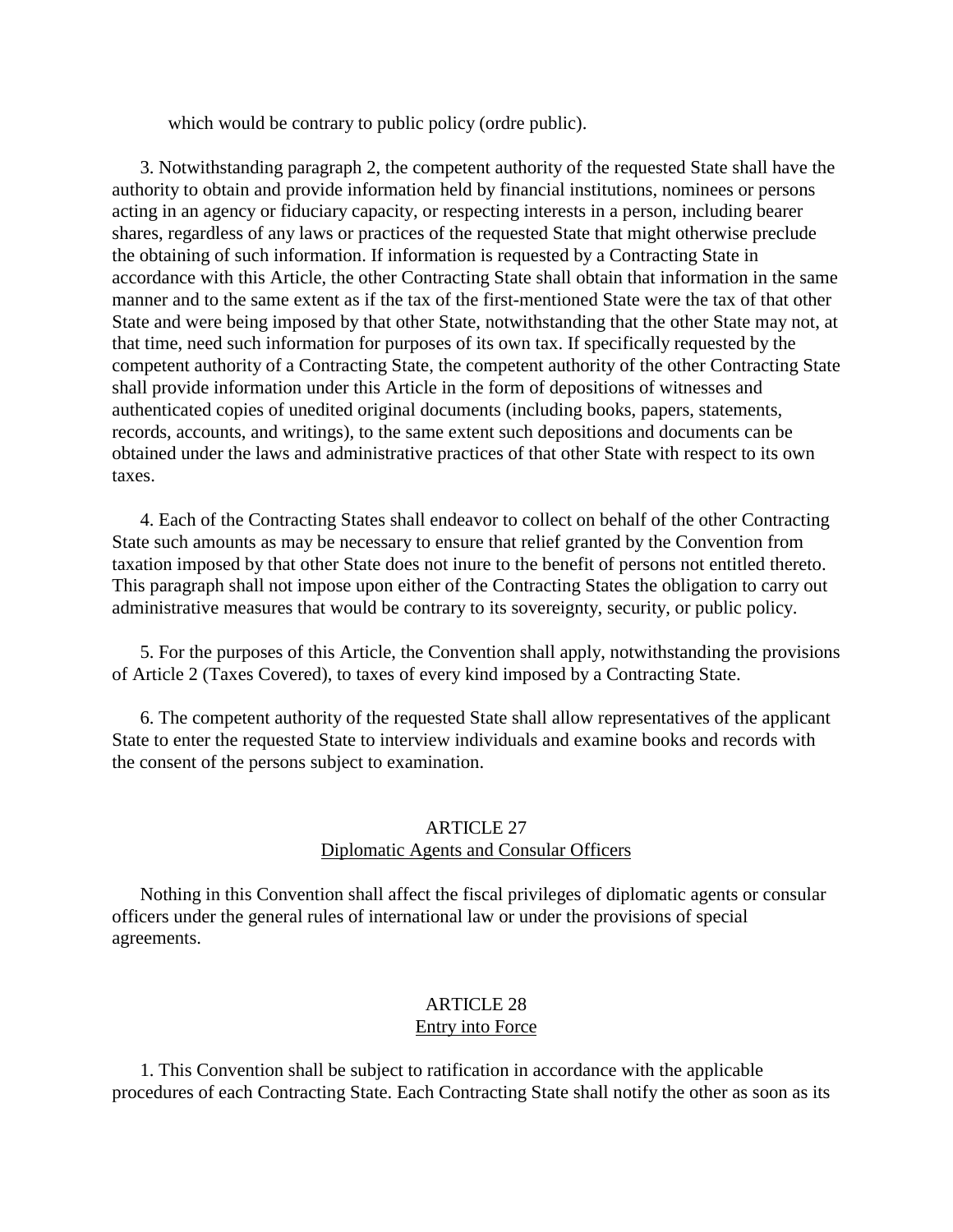which would be contrary to public policy (ordre public).

3. Notwithstanding paragraph 2, the competent authority of the requested State shall have the authority to obtain and provide information held by financial institutions, nominees or persons acting in an agency or fiduciary capacity, or respecting interests in a person, including bearer shares, regardless of any laws or practices of the requested State that might otherwise preclude the obtaining of such information. If information is requested by a Contracting State in accordance with this Article, the other Contracting State shall obtain that information in the same manner and to the same extent as if the tax of the first-mentioned State were the tax of that other State and were being imposed by that other State, notwithstanding that the other State may not, at that time, need such information for purposes of its own tax. If specifically requested by the competent authority of a Contracting State, the competent authority of the other Contracting State shall provide information under this Article in the form of depositions of witnesses and authenticated copies of unedited original documents (including books, papers, statements, records, accounts, and writings), to the same extent such depositions and documents can be obtained under the laws and administrative practices of that other State with respect to its own taxes.

4. Each of the Contracting States shall endeavor to collect on behalf of the other Contracting State such amounts as may be necessary to ensure that relief granted by the Convention from taxation imposed by that other State does not inure to the benefit of persons not entitled thereto. This paragraph shall not impose upon either of the Contracting States the obligation to carry out administrative measures that would be contrary to its sovereignty, security, or public policy.

5. For the purposes of this Article, the Convention shall apply, notwithstanding the provisions of Article 2 (Taxes Covered), to taxes of every kind imposed by a Contracting State.

6. The competent authority of the requested State shall allow representatives of the applicant State to enter the requested State to interview individuals and examine books and records with the consent of the persons subject to examination.

## ARTICLE 27
## Diplomatic Agents and Consular Officers

Nothing in this Convention shall affect the fiscal privileges of diplomatic agents or consular officers under the general rules of international law or under the provisions of special agreements.

## ARTICLE 28
## Entry into Force

1. This Convention shall be subject to ratification in accordance with the applicable procedures of each Contracting State. Each Contracting State shall notify the other as soon as its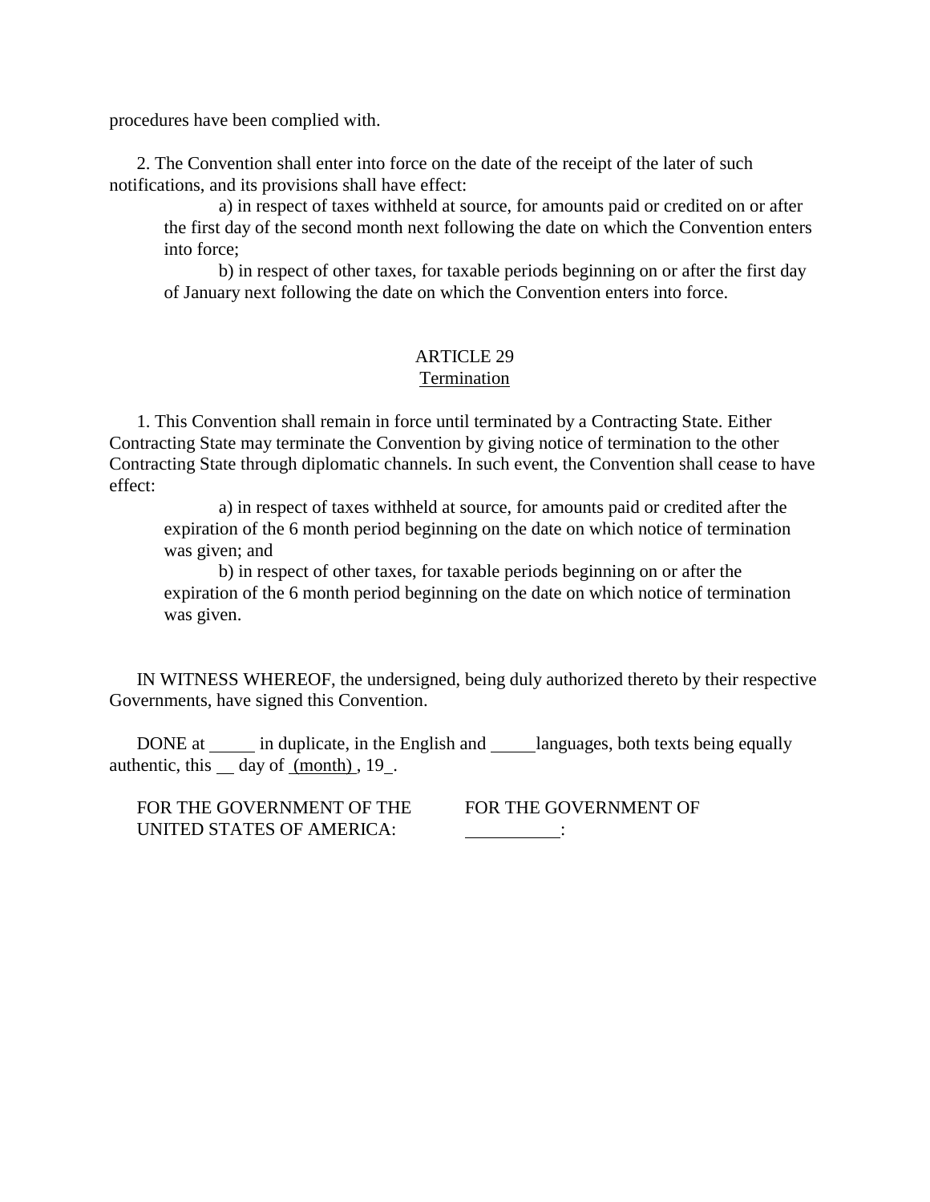procedures have been complied with.

2. The Convention shall enter into force on the date of the receipt of the later of such notifications, and its provisions shall have effect:

a) in respect of taxes withheld at source, for amounts paid or credited on or after the first day of the second month next following the date on which the Convention enters into force;

b) in respect of other taxes, for taxable periods beginning on or after the first day of January next following the date on which the Convention enters into force.

## ARTICLE 29
Termination

1. This Convention shall remain in force until terminated by a Contracting State. Either Contracting State may terminate the Convention by giving notice of termination to the other Contracting State through diplomatic channels. In such event, the Convention shall cease to have effect:

a) in respect of taxes withheld at source, for amounts paid or credited after the expiration of the 6 month period beginning on the date on which notice of termination was given; and

b) in respect of other taxes, for taxable periods beginning on or after the expiration of the 6 month period beginning on the date on which notice of termination was given.

IN WITNESS WHEREOF, the undersigned, being duly authorized thereto by their respective Governments, have signed this Convention.

DONE at _____ in duplicate, in the English and _____ languages, both texts being equally authentic, this __ day of (month), 19_.

| | |
|---|---|
| FOR THE GOVERNMENT OF THE UNITED STATES OF AMERICA: | FOR THE GOVERNMENT OF __________: |